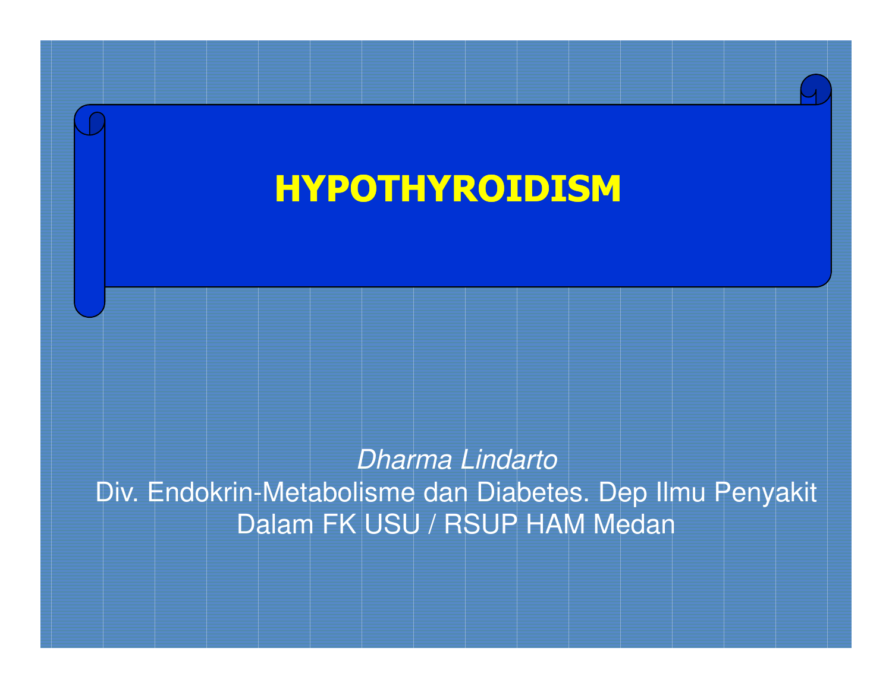# HYPOTHYROIDISM

*Dharma Lindarto*

Div. Endokrin-Metabolisme dan Diabetes. Dep Ilmu Penyakit Dalam FK USU / RSUP HAM Medan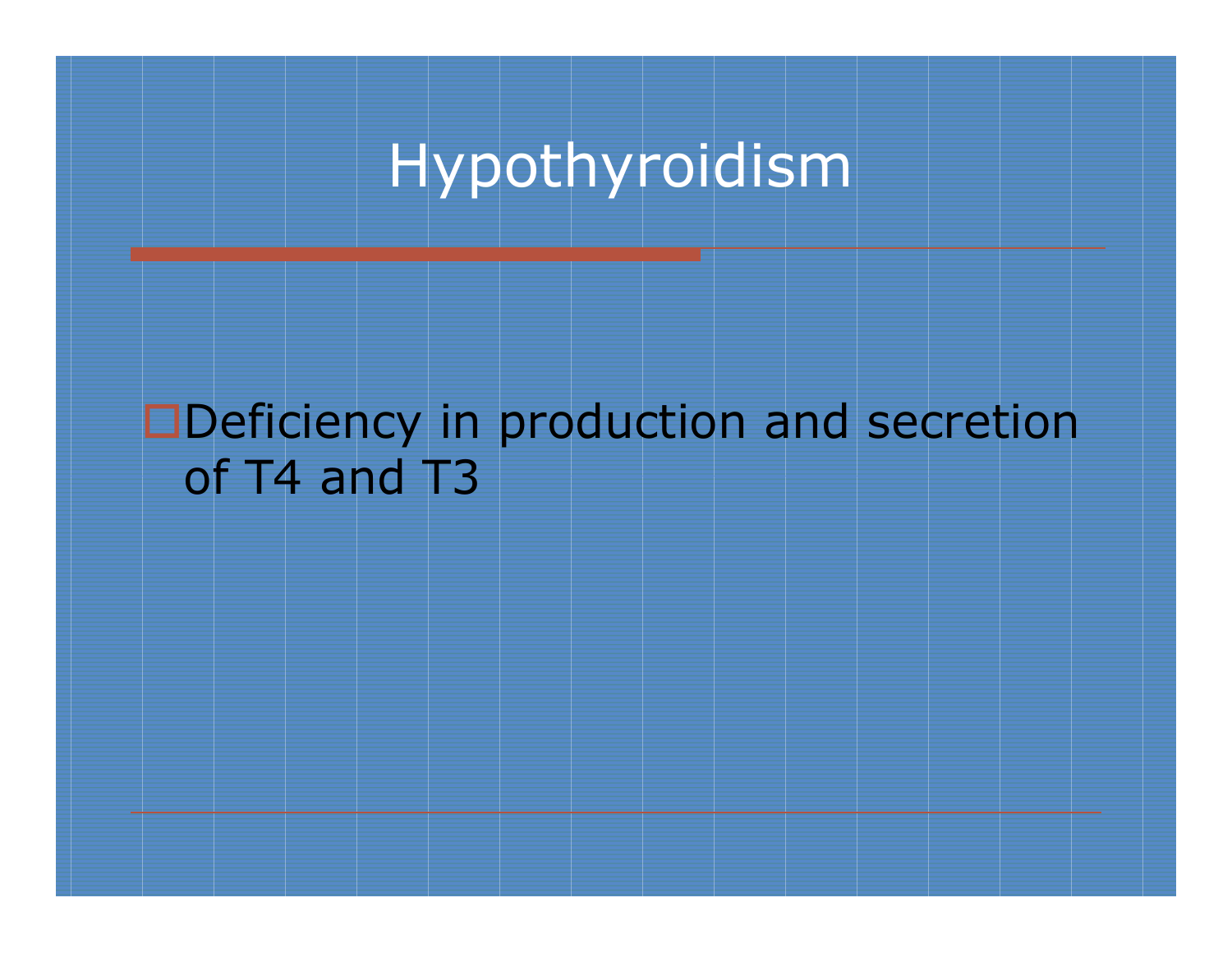# Hypothyroidism

- Deficiency in production and secretion of T4 and T3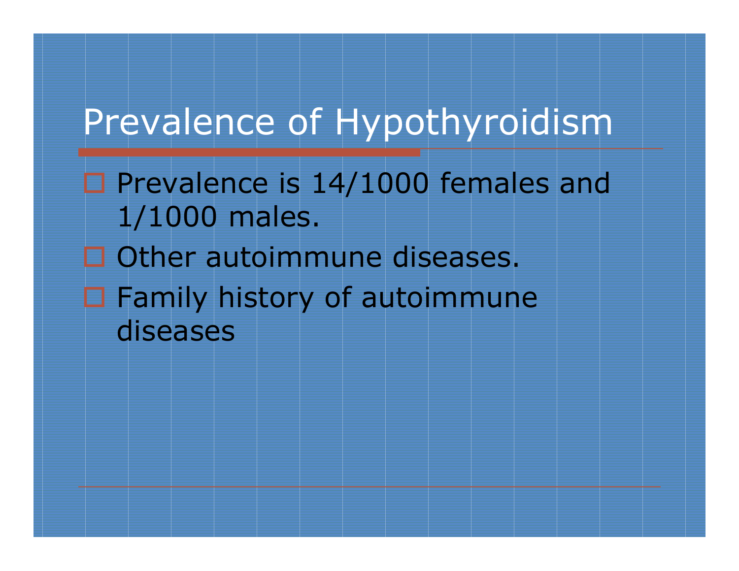# Prevalence of Hypothyroidism

- Prevalence is 14/1000 females and 1/1000 males.
- Other autoimmune diseases.
- Family history of autoimmune diseases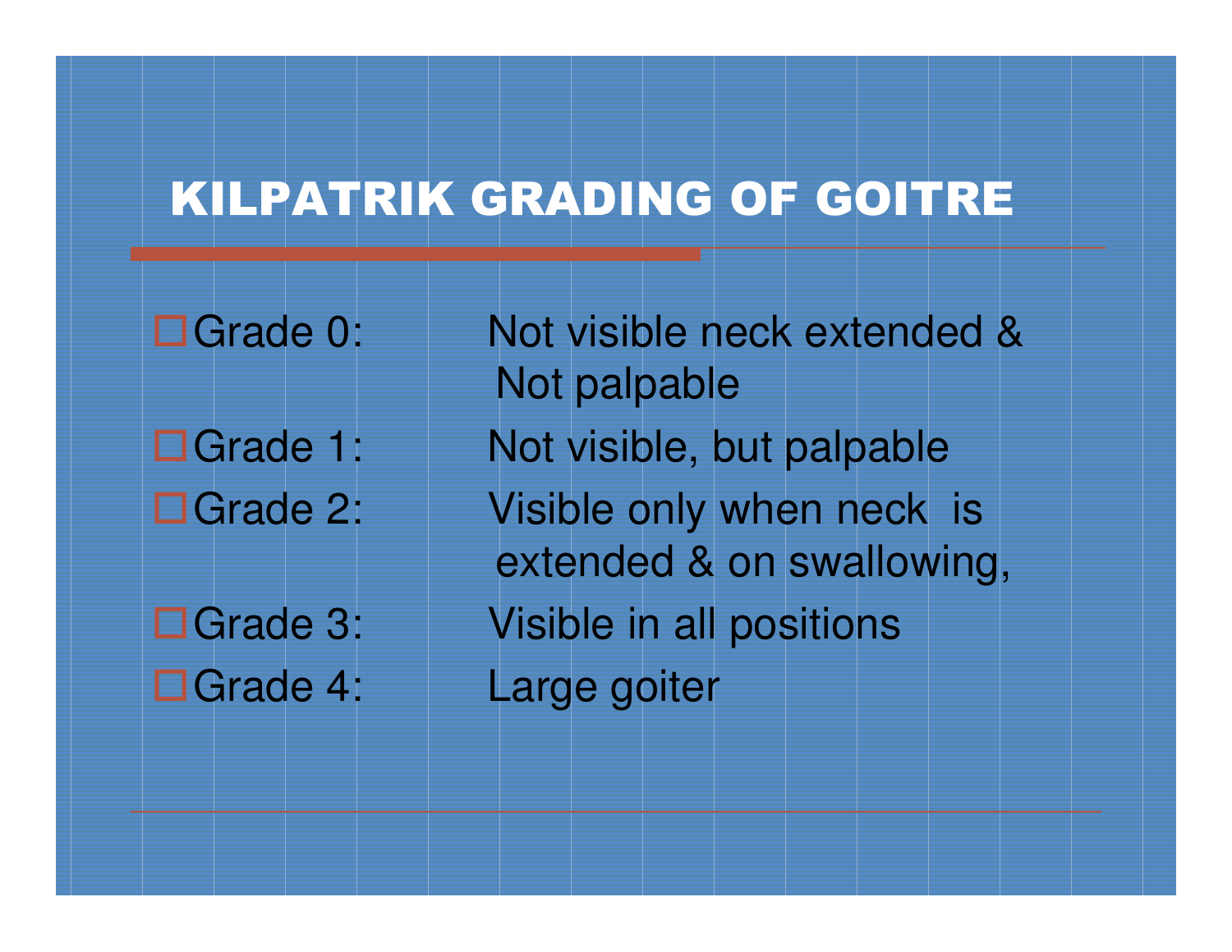# KILPATRIK GRADING OF GOITRE

- Grade 0: Not visible neck extended & Not palpable
- Grade 1: Not visible, but palpable
- Grade 2: Visible only when neck is extended & on swallowing,
- Grade 3: Visible in all positions
- Grade 4: Large goiter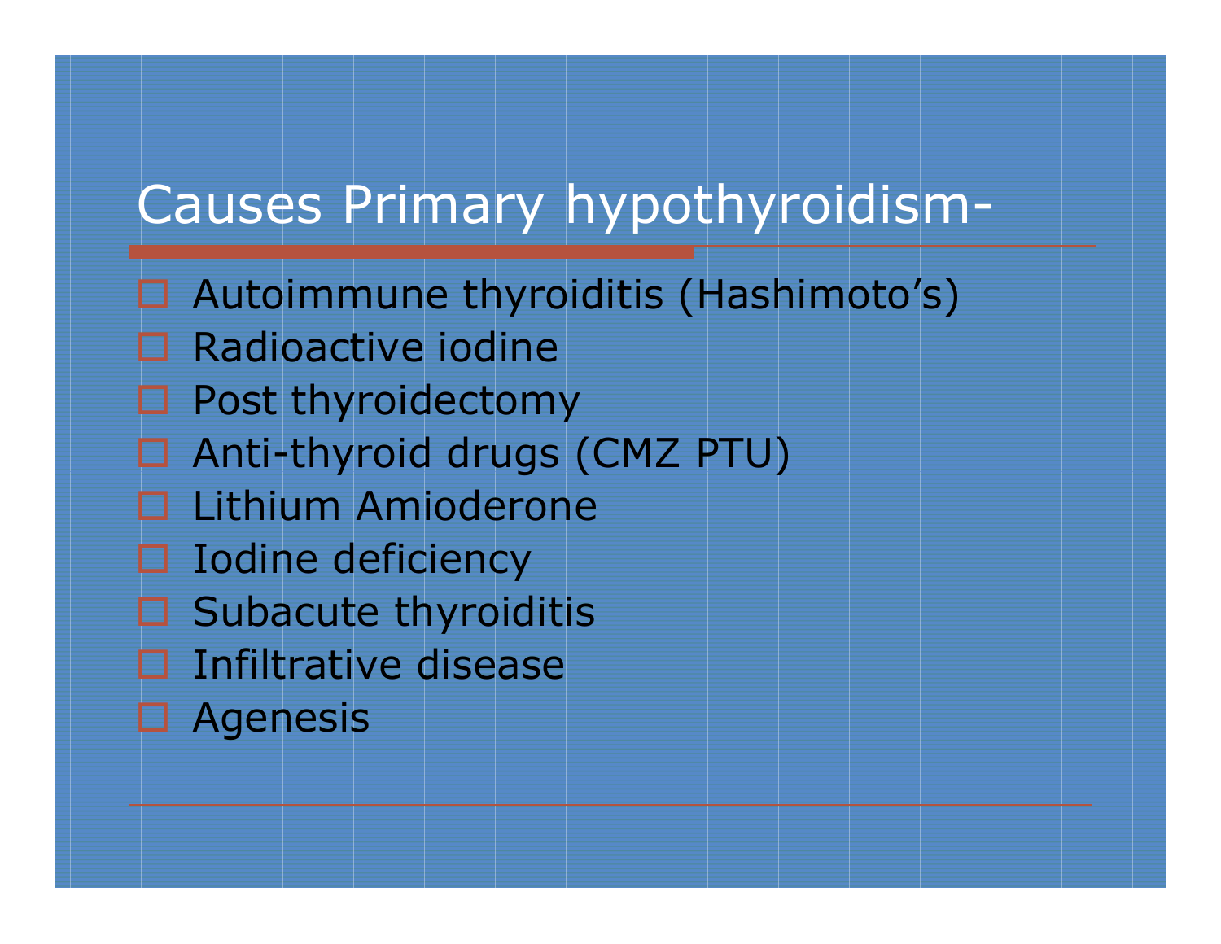# Causes Primary hypothyroidism-

- Autoimmune thyroiditis (Hashimoto's)
- Radioactive iodine
- Post thyroidectomy
- Anti-thyroid drugs (CMZ PTU)
- Lithium Amioderone
- Iodine deficiency
- Subacute thyroiditis
- Infiltrative disease
- Agenesis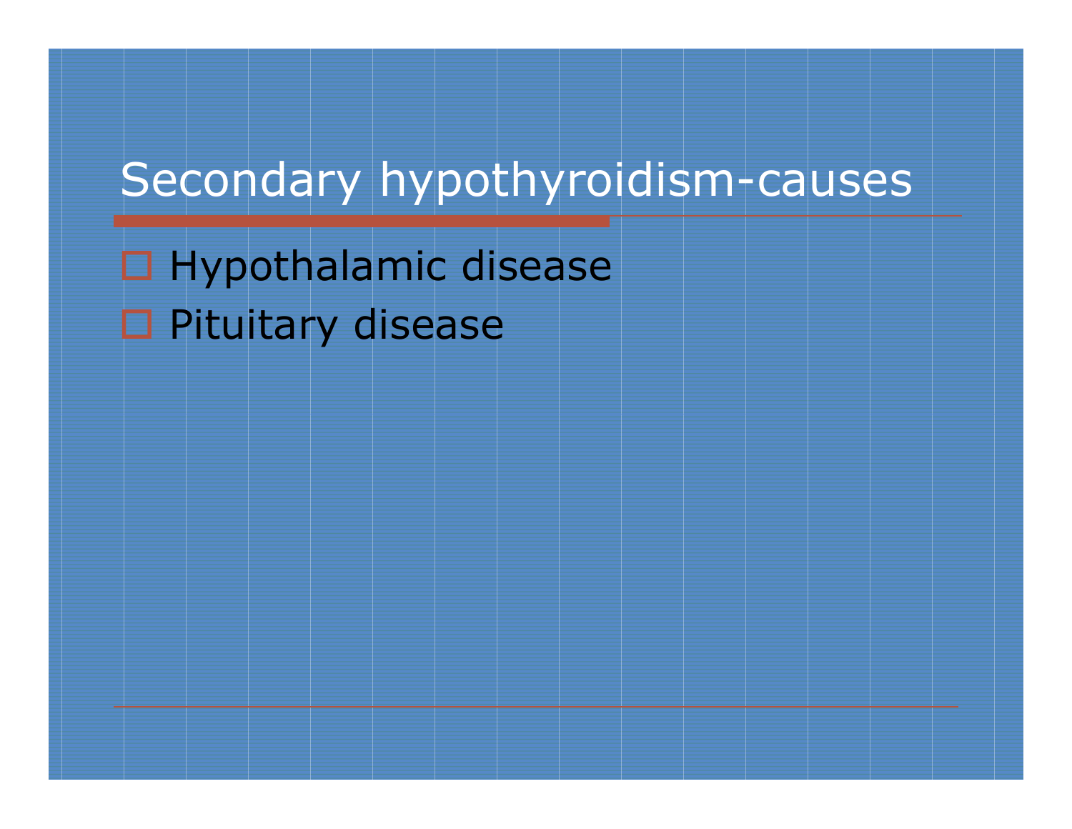# Secondary hypothyroidism-causes

- Hypothalamic disease
- Pituitary disease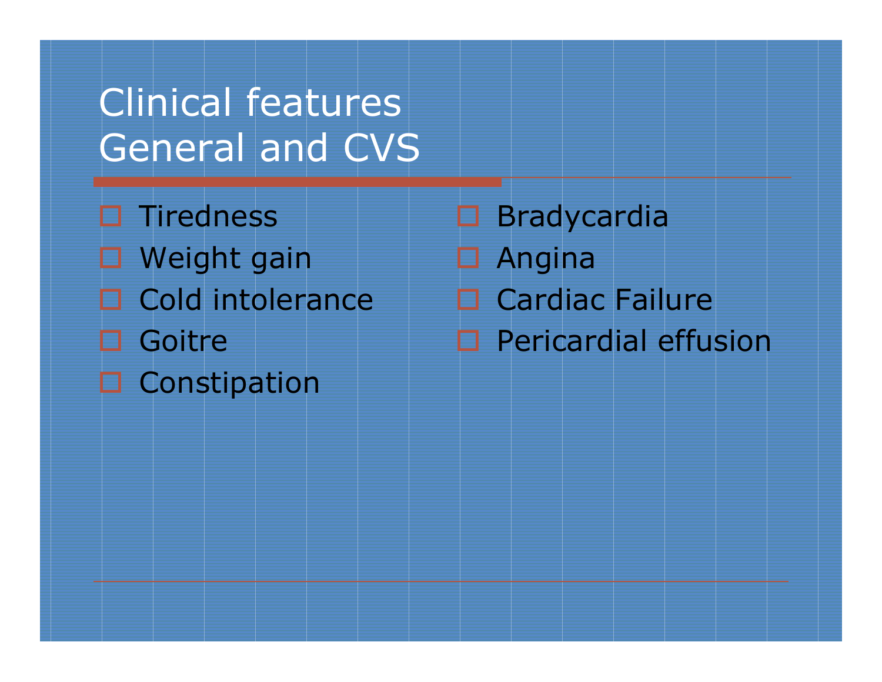# Clinical features
## General and CVS

- Tiredness
- Weight gain
- Cold intolerance
- Goitre
- Constipation
- Bradycardia
- Angina
- Cardiac Failure
- Pericardial effusion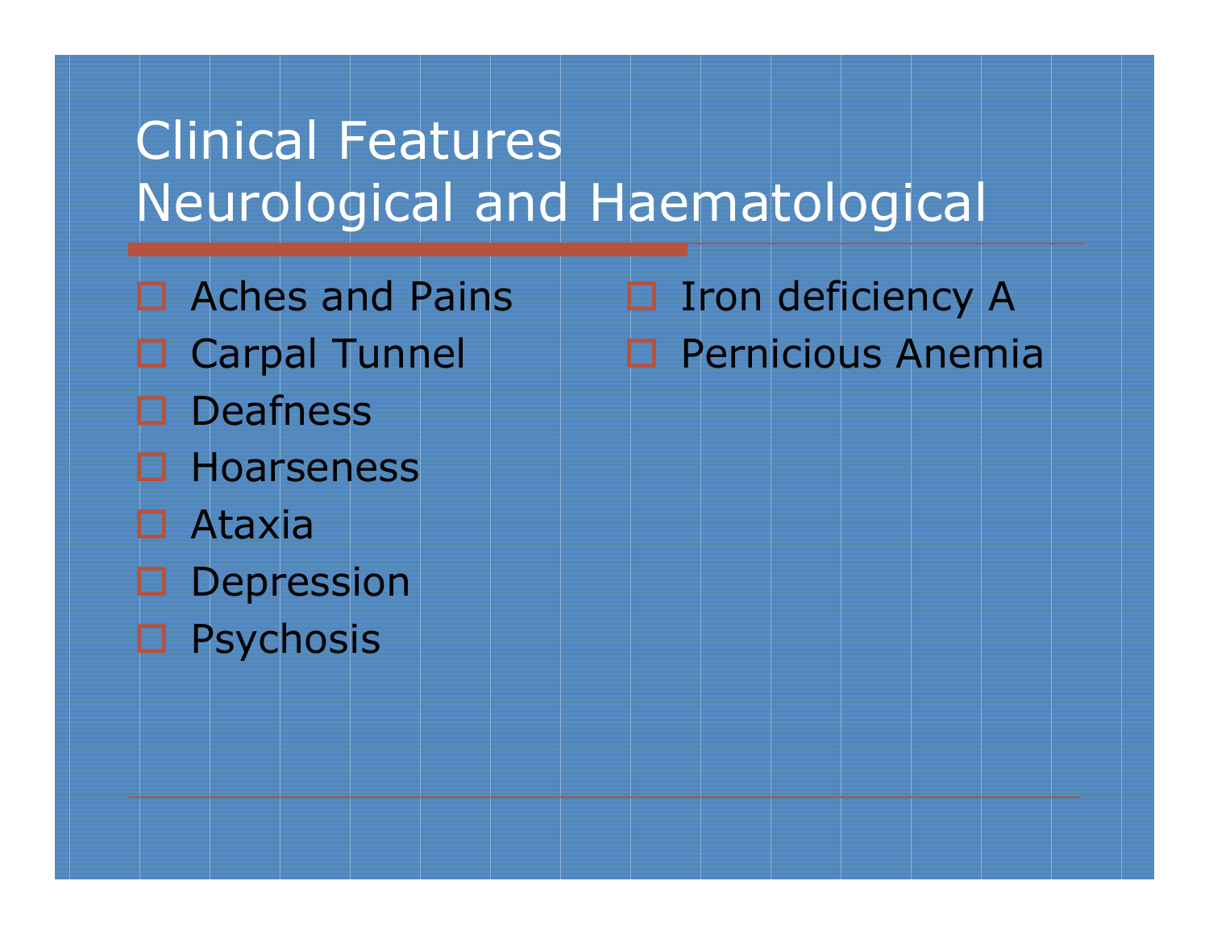# Clinical Features
## Neurological and Haematological

- Aches and Pains
- Carpal Tunnel
- Deafness
- Hoarseness
- Ataxia
- Depression
- Psychosis
- Iron deficiency A
- Pernicious Anemia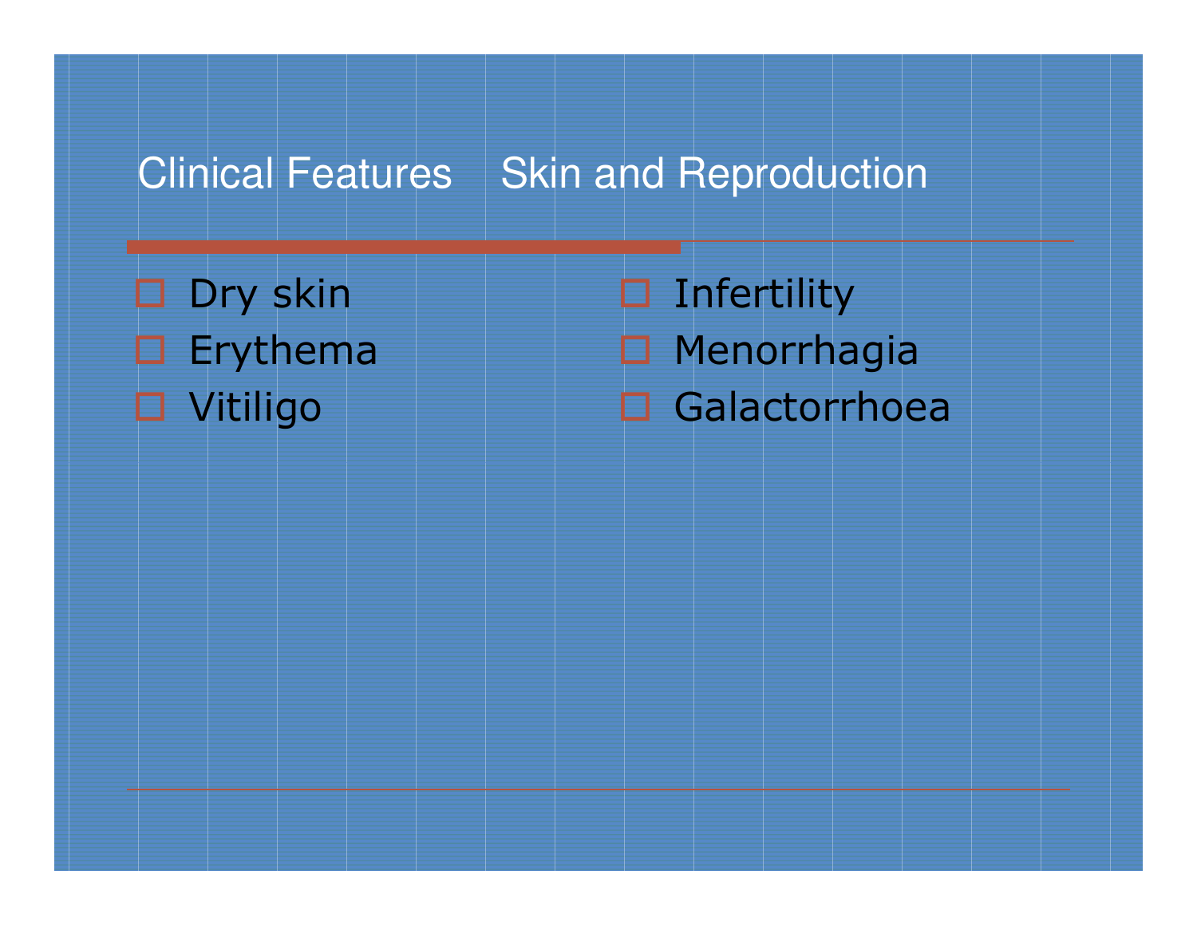# Clinical Features Skin and Reproduction

- Dry skin
- Erythema
- Vitiligo
- Infertility
- Menorrhagia
- Galactorrhoea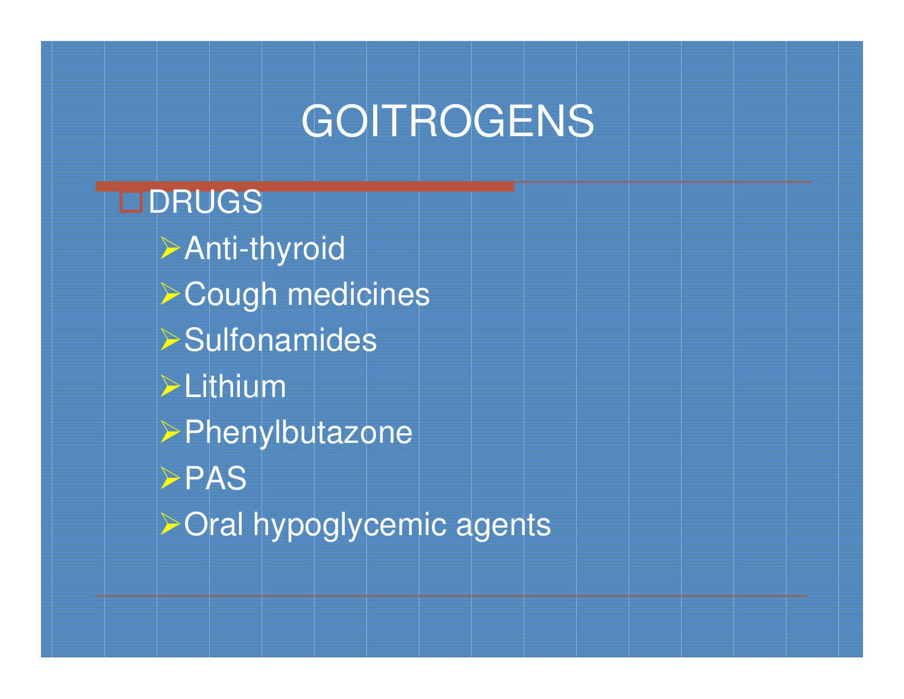# GOITROGENS

- DRUGS
  - Anti-thyroid
  - Cough medicines
  - Sulfonamides
  - Lithium
  - Phenylbutazone
  - PAS
  - Oral hypoglycemic agents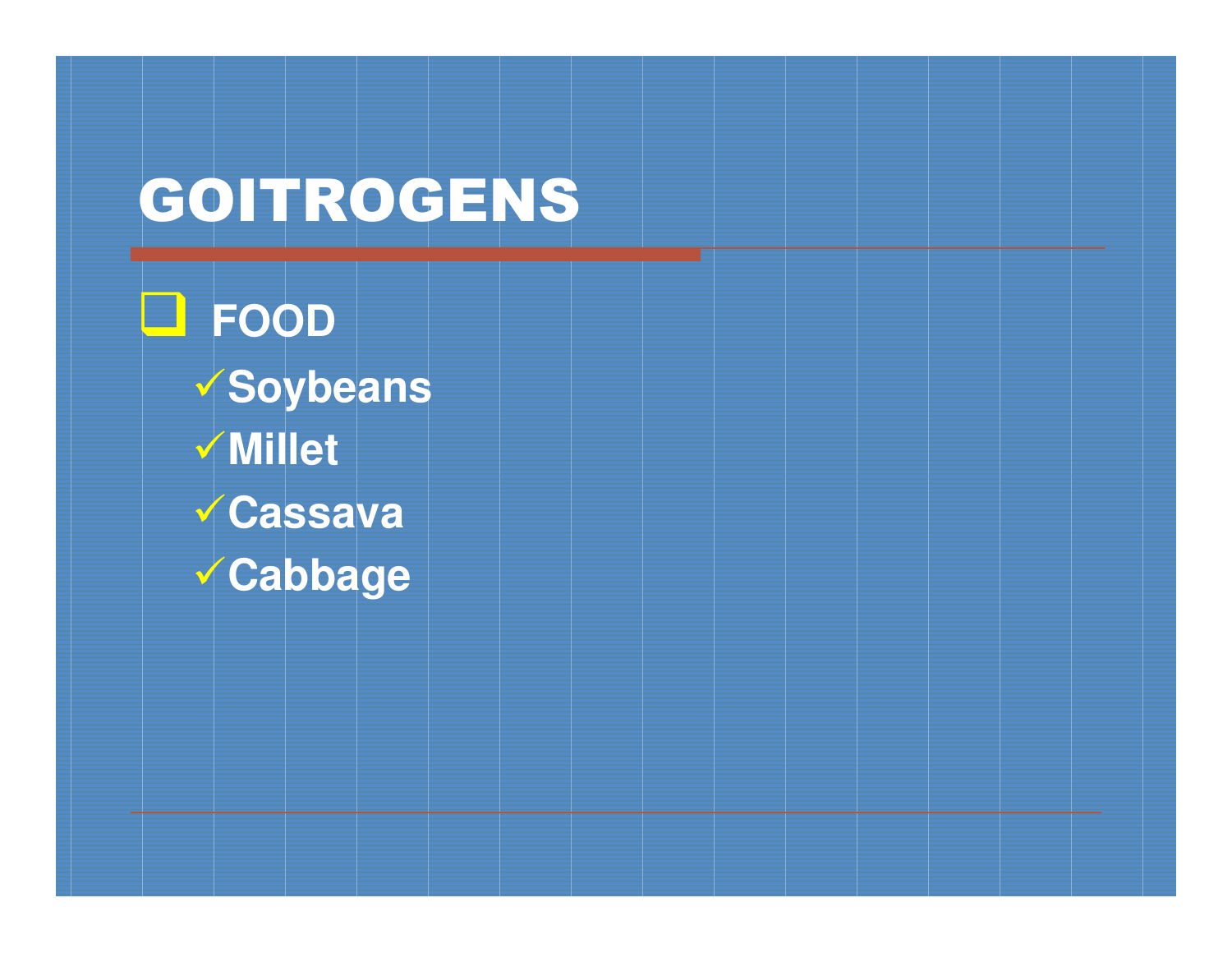# GOITROGENS

- **FOOD**
  - ✓ **Soybeans**
  - ✓ **Millet**
  - ✓ **Cassava**
  - ✓ **Cabbage**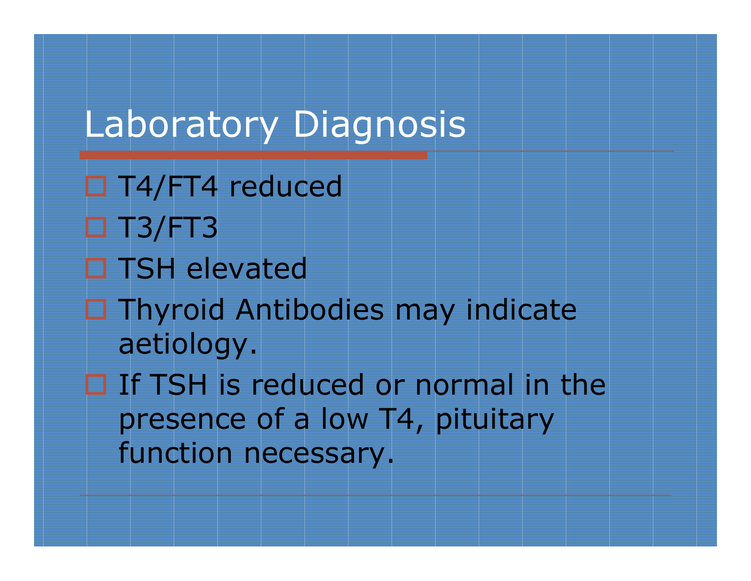# Laboratory Diagnosis

- T4/FT4 reduced
- T3/FT3
- TSH elevated
- Thyroid Antibodies may indicate aetiology.
- If TSH is reduced or normal in the presence of a low T4, pituitary function necessary.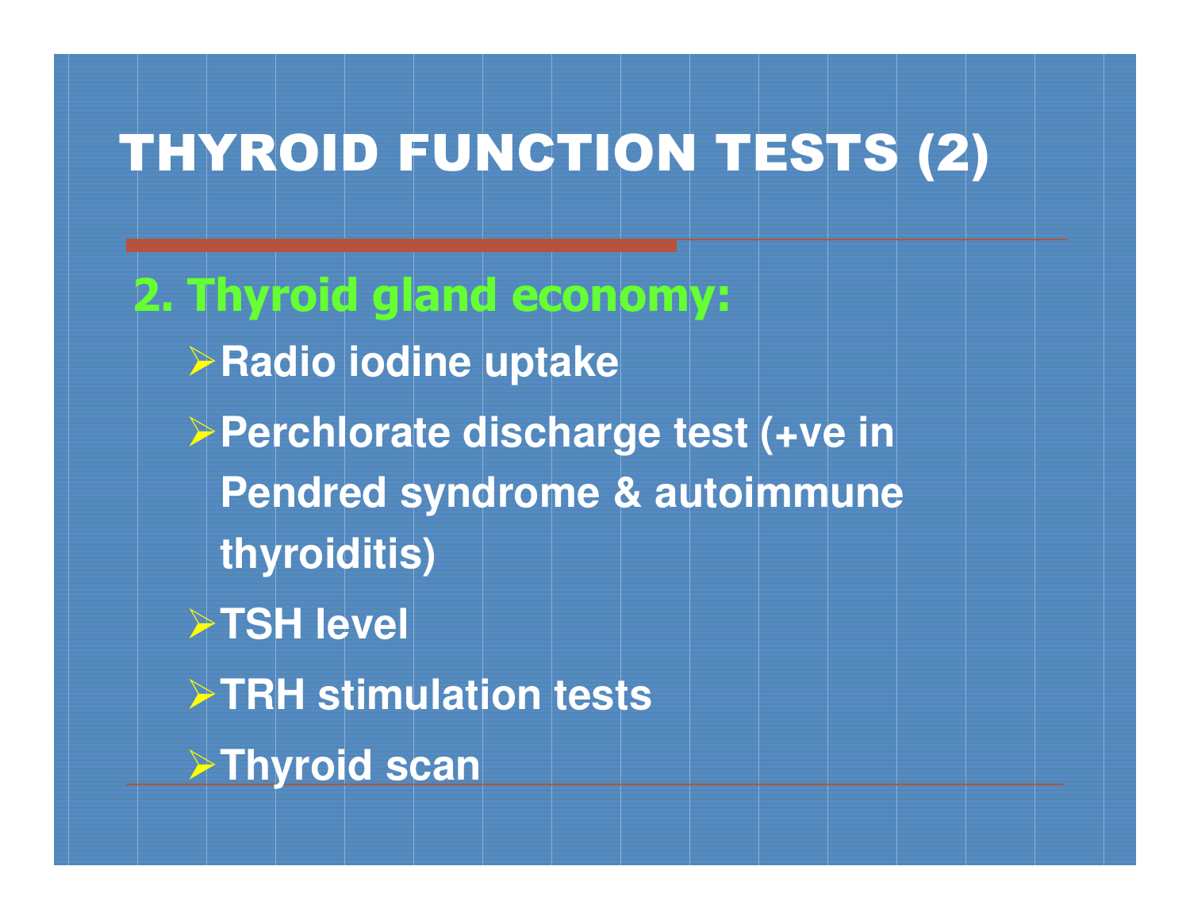# THYROID FUNCTION TESTS (2)

## 2. Thyroid gland economy:

- Radio iodine uptake
- Perchlorate discharge test (+ve in Pendred syndrome & autoimmune thyroiditis)
- TSH level
- TRH stimulation tests
- Thyroid scan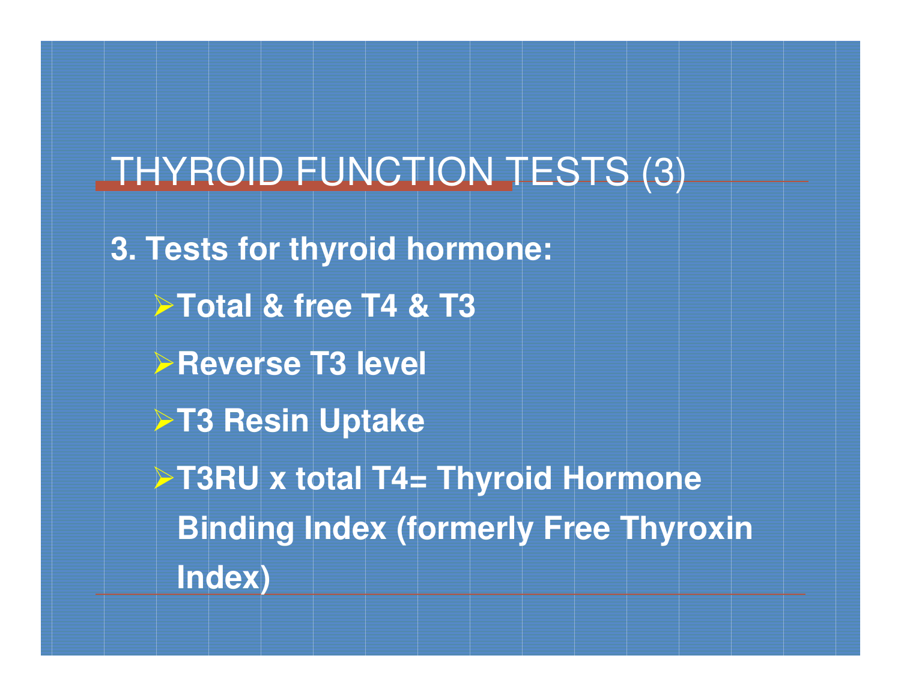# THYROID FUNCTION TESTS (3)

**3. Tests for thyroid hormone:**

- **Total & free T4 & T3**
- **Reverse T3 level**
- **T3 Resin Uptake**
- **T3RU x total T4= Thyroid Hormone Binding Index (formerly Free Thyroxin Index)**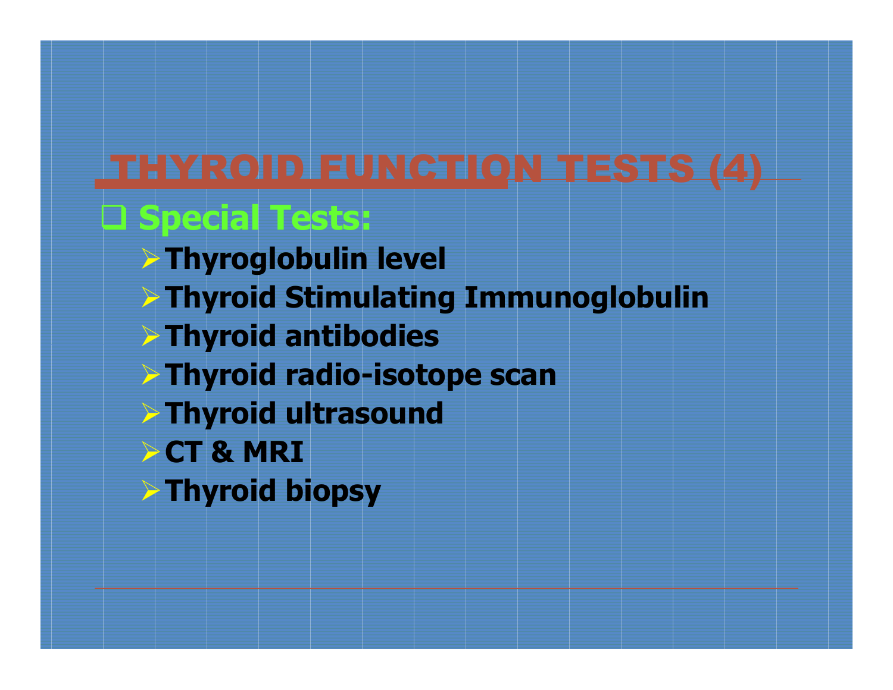# THYROID FUNCTION TESTS (4)

- **Special Tests:**
  - **Thyroglobulin level**
  - **Thyroid Stimulating Immunoglobulin**
  - **Thyroid antibodies**
  - **Thyroid radio-isotope scan**
  - **Thyroid ultrasound**
  - **CT & MRI**
  - **Thyroid biopsy**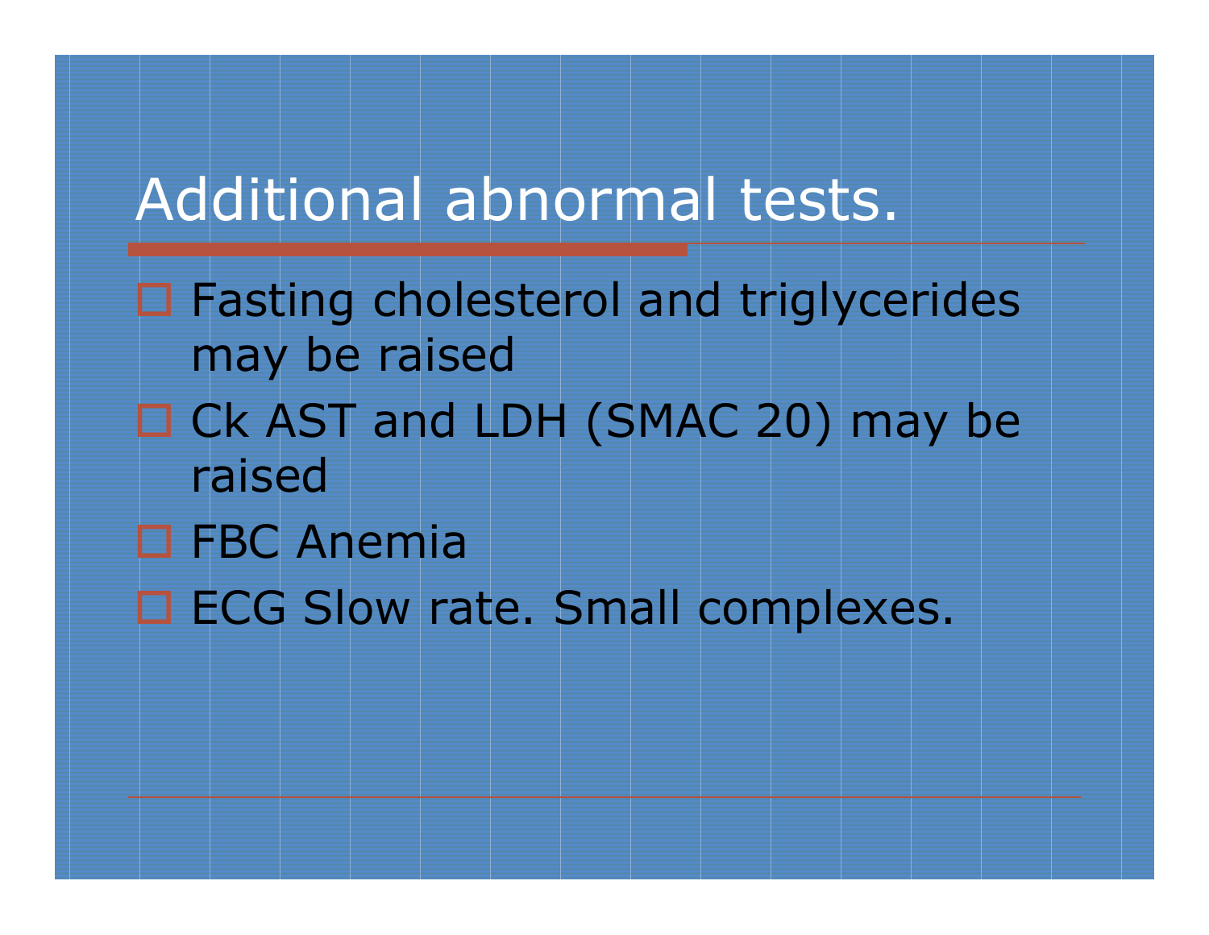# Additional abnormal tests.

- Fasting cholesterol and triglycerides may be raised
- Ck AST and LDH (SMAC 20) may be raised
- FBC Anemia
- ECG Slow rate. Small complexes.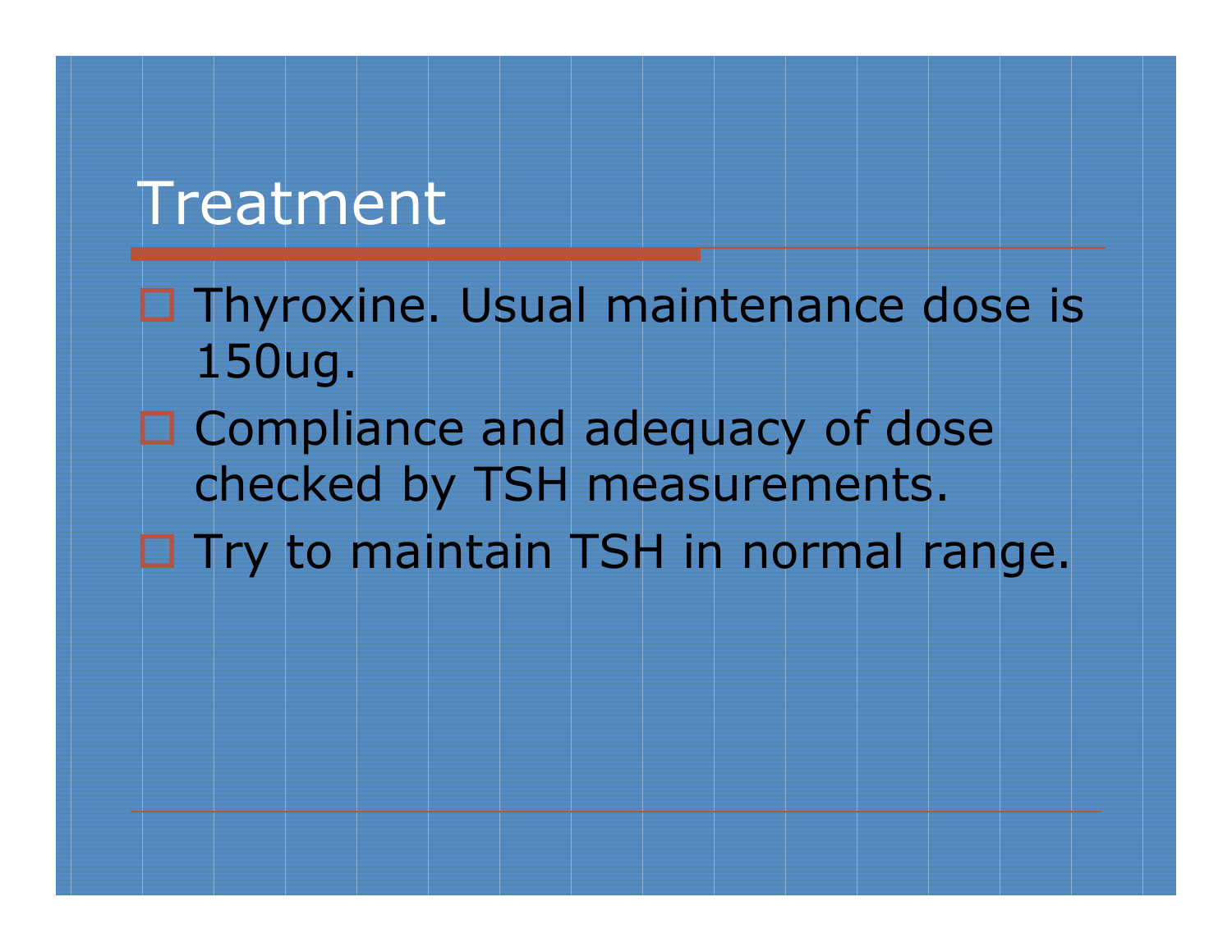# Treatment

- Thyroxine. Usual maintenance dose is 150ug.
- Compliance and adequacy of dose checked by TSH measurements.
- Try to maintain TSH in normal range.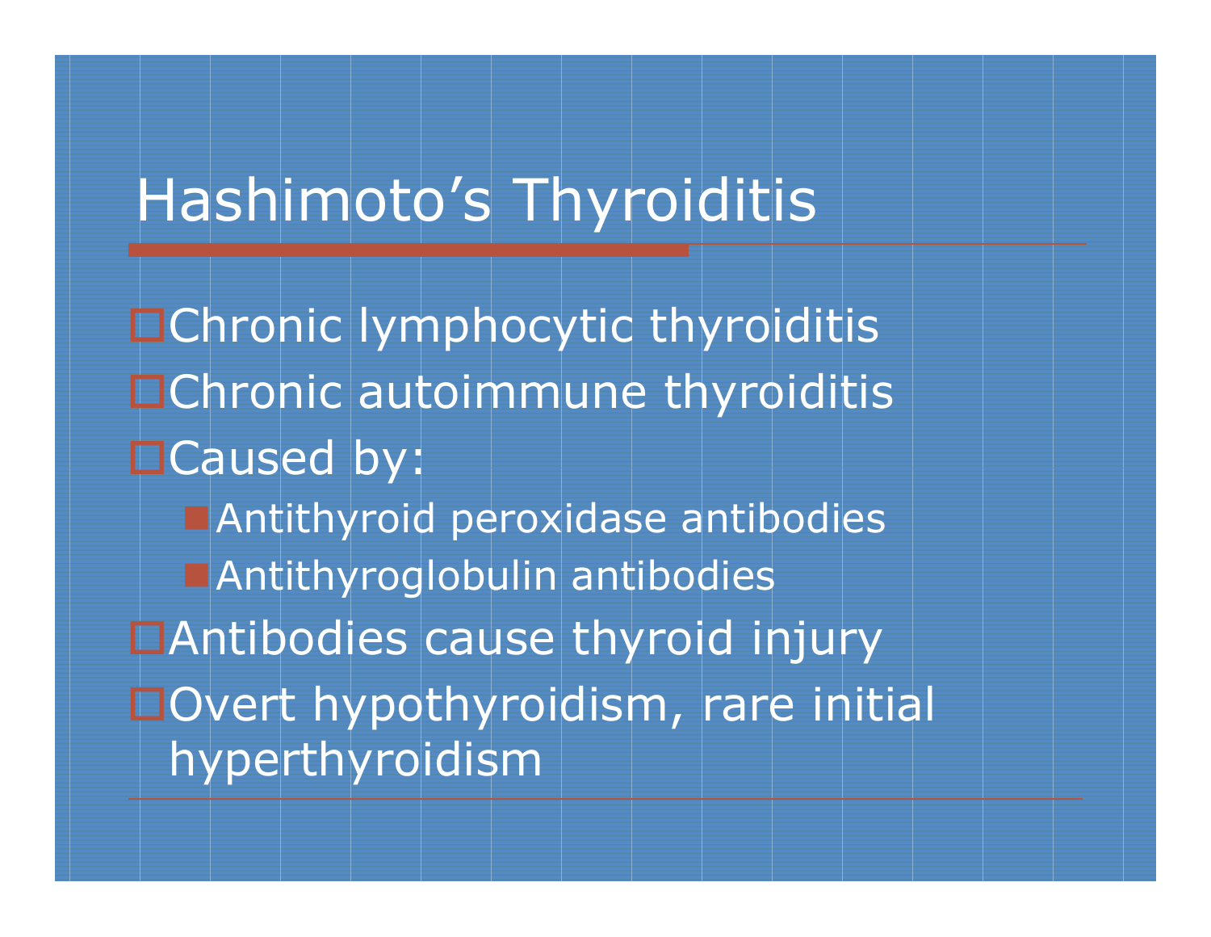# Hashimoto's Thyroiditis

- Chronic lymphocytic thyroiditis
- Chronic autoimmune thyroiditis
- Caused by:
  - Antithyroid peroxidase antibodies
  - Antithyroglobulin antibodies
- Antibodies cause thyroid injury
- Overt hypothyroidism, rare initial hyperthyroidism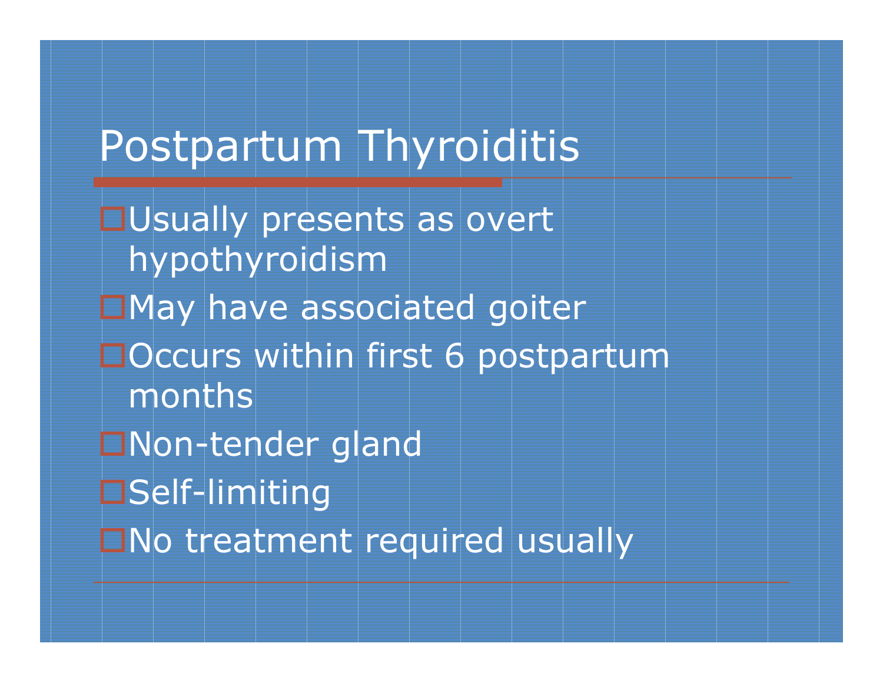# Postpartum Thyroiditis

- Usually presents as overt hypothyroidism
- May have associated goiter
- Occurs within first 6 postpartum months
- Non-tender gland
- Self-limiting
- No treatment required usually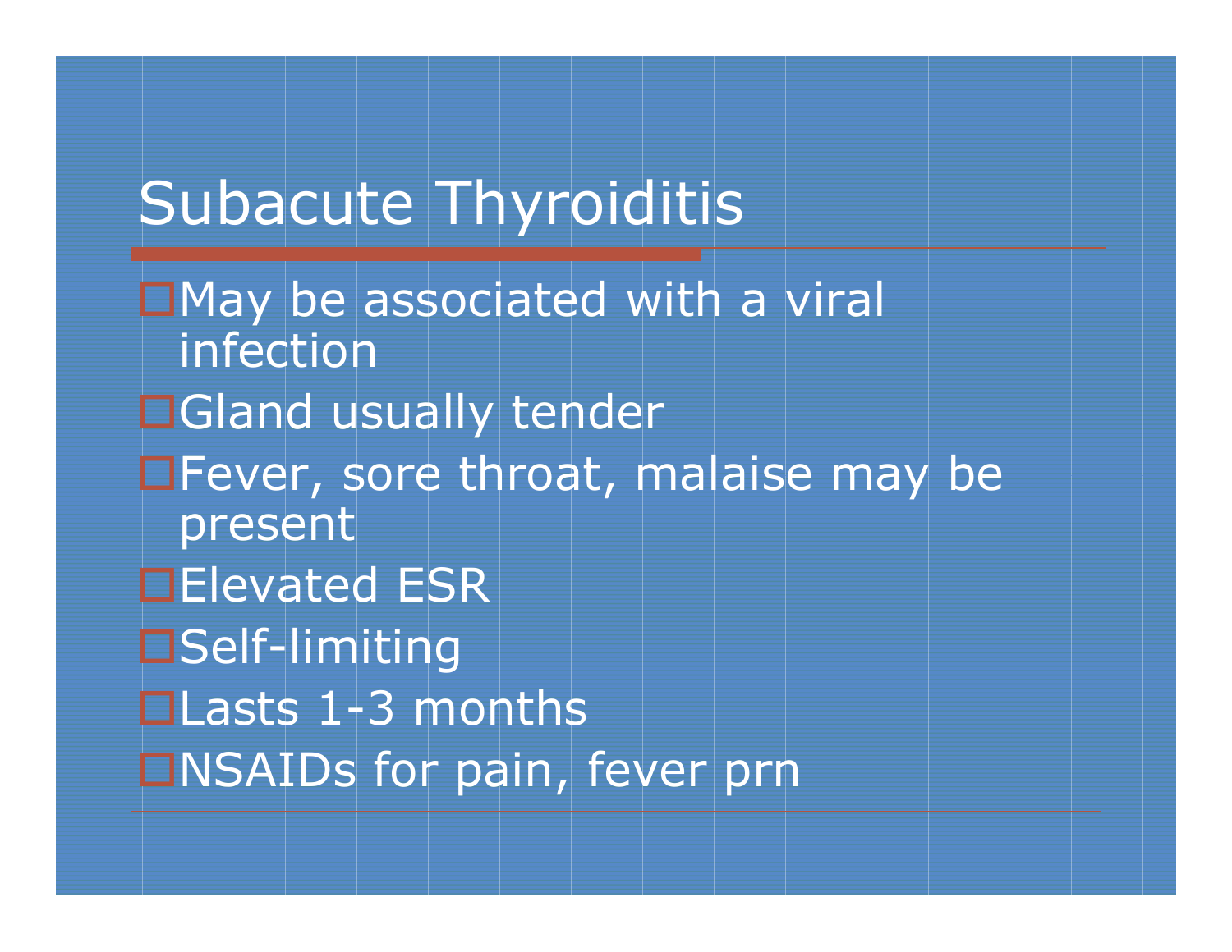# Subacute Thyroiditis

- May be associated with a viral infection
- Gland usually tender
- Fever, sore throat, malaise may be present
- Elevated ESR
- Self-limiting
- Lasts 1-3 months
- NSAIDs for pain, fever prn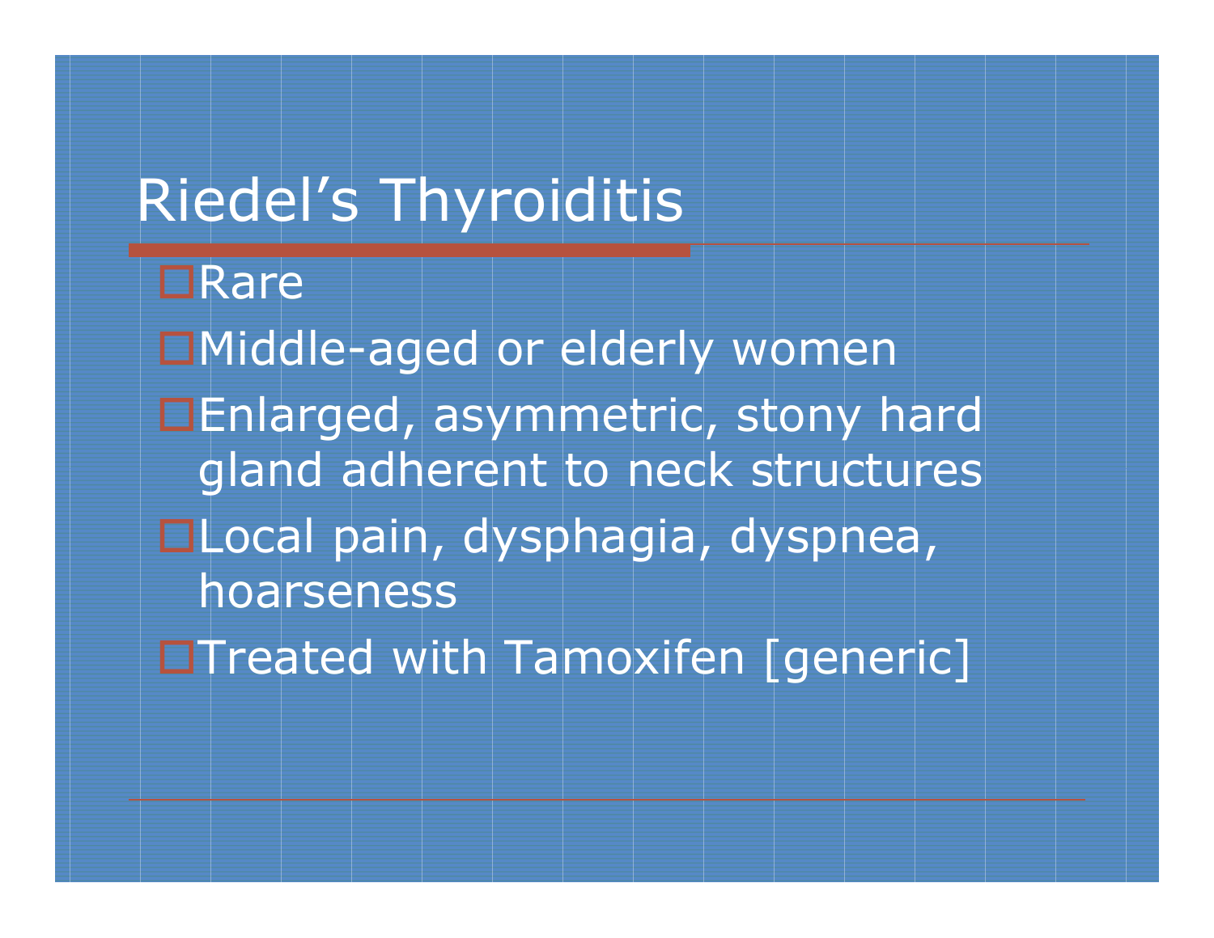# Riedel's Thyroiditis

- Rare
- Middle-aged or elderly women
- Enlarged, asymmetric, stony hard gland adherent to neck structures
- Local pain, dysphagia, dyspnea, hoarseness
- Treated with Tamoxifen [generic]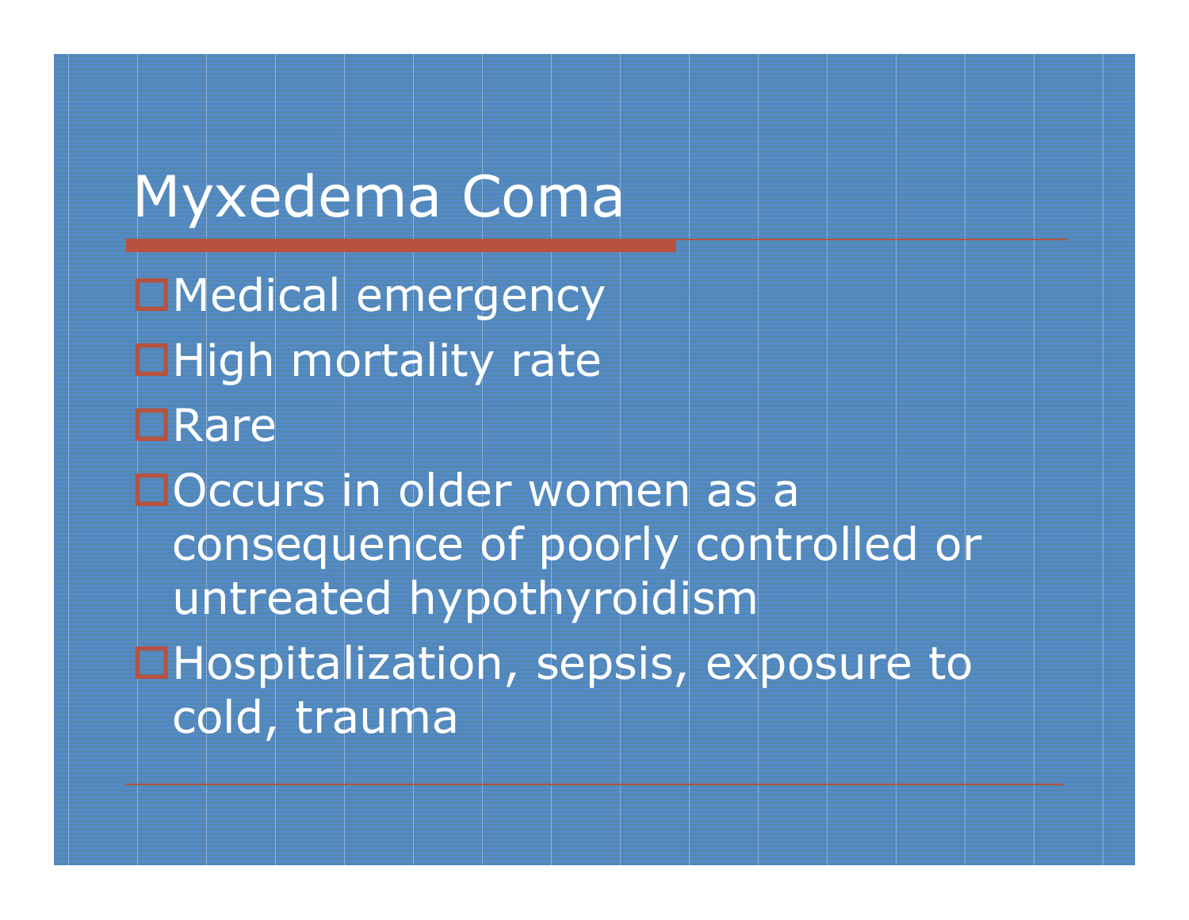# Myxedema Coma

- Medical emergency
- High mortality rate
- Rare
- Occurs in older women as a consequence of poorly controlled or untreated hypothyroidism
- Hospitalization, sepsis, exposure to cold, trauma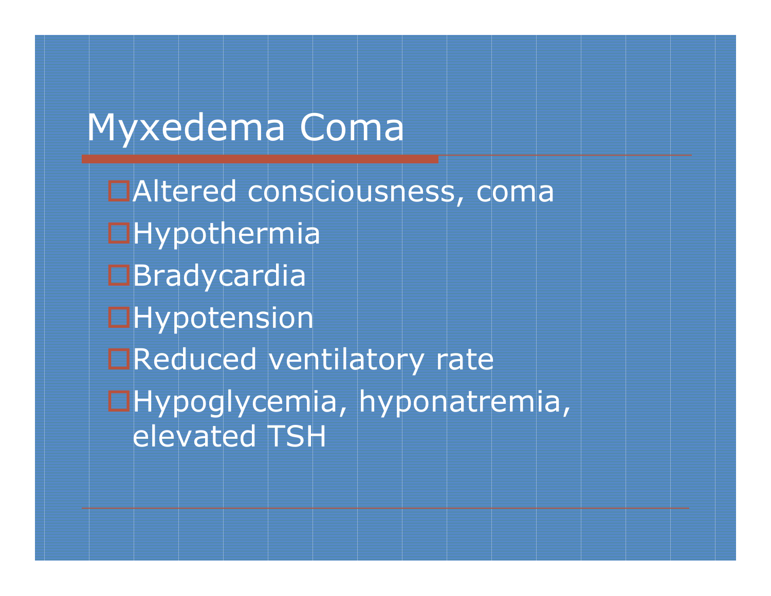# Myxedema Coma

- Altered consciousness, coma
- Hypothermia
- Bradycardia
- Hypotension
- Reduced ventilatory rate
- Hypoglycemia, hyponatremia, elevated TSH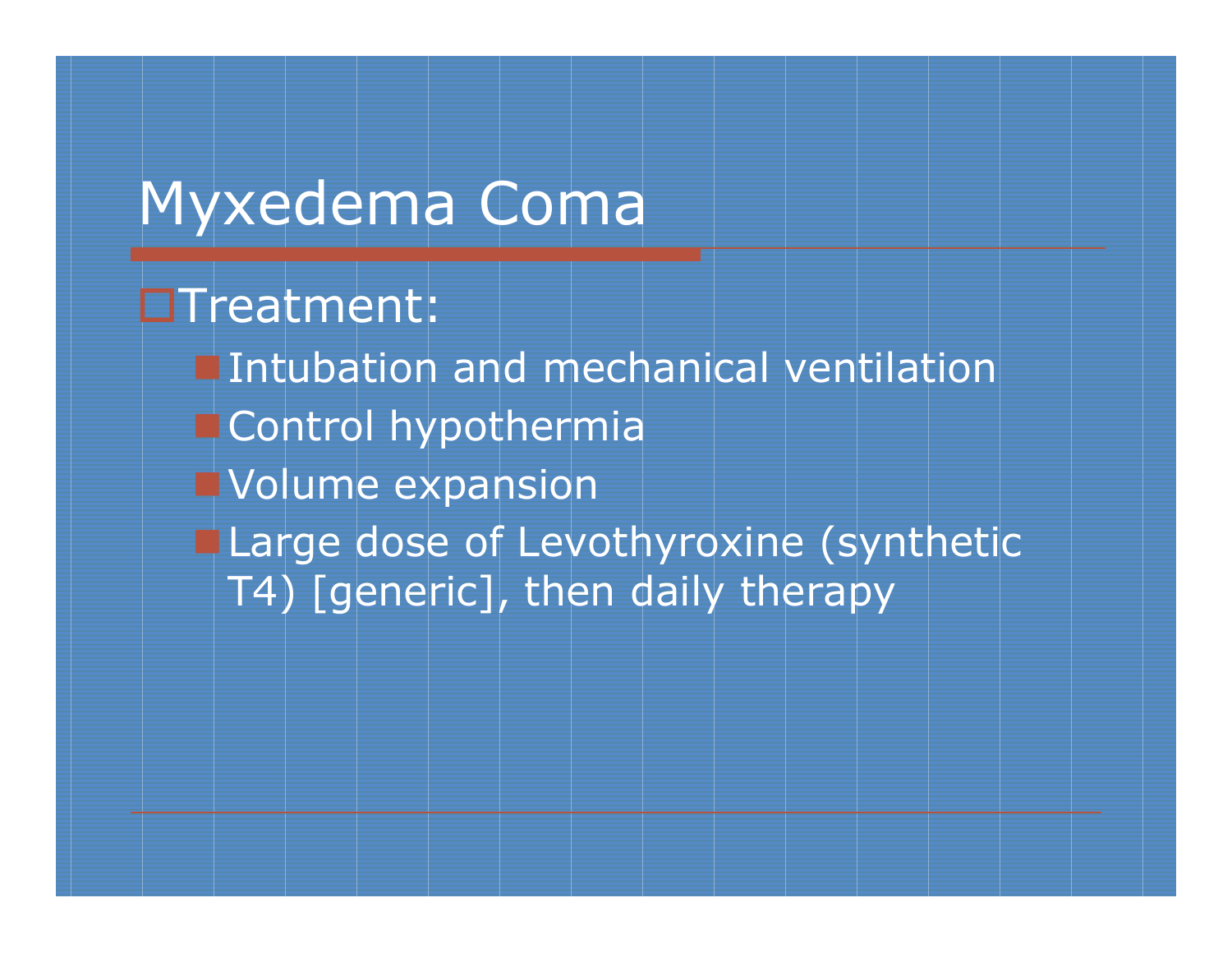# Myxedema Coma

- Treatment:
  - Intubation and mechanical ventilation
  - Control hypothermia
  - Volume expansion
  - Large dose of Levothyroxine (synthetic T4) [generic], then daily therapy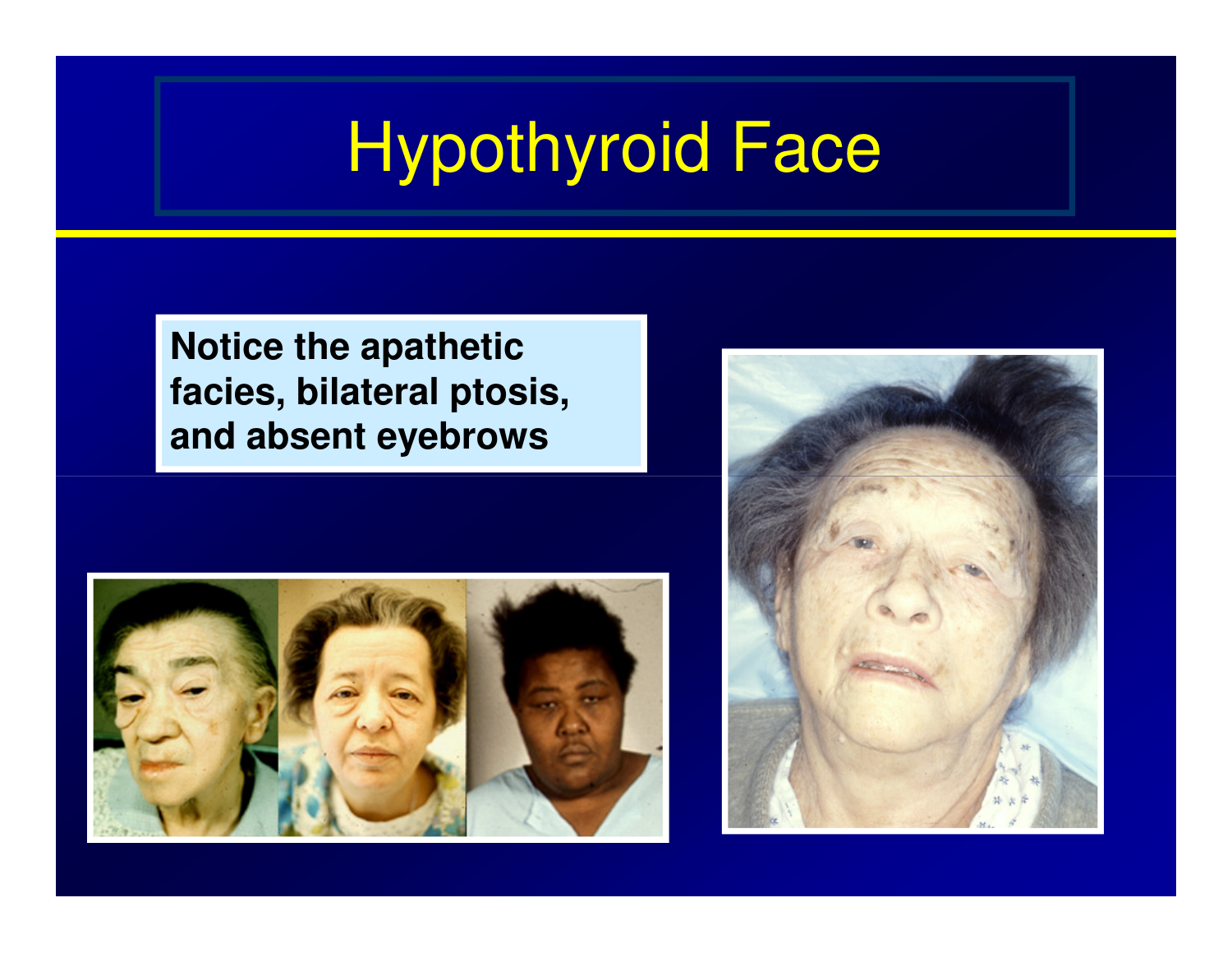# Hypothyroid Face

**Notice the apathetic facies, bilateral ptosis, and absent eyebrows**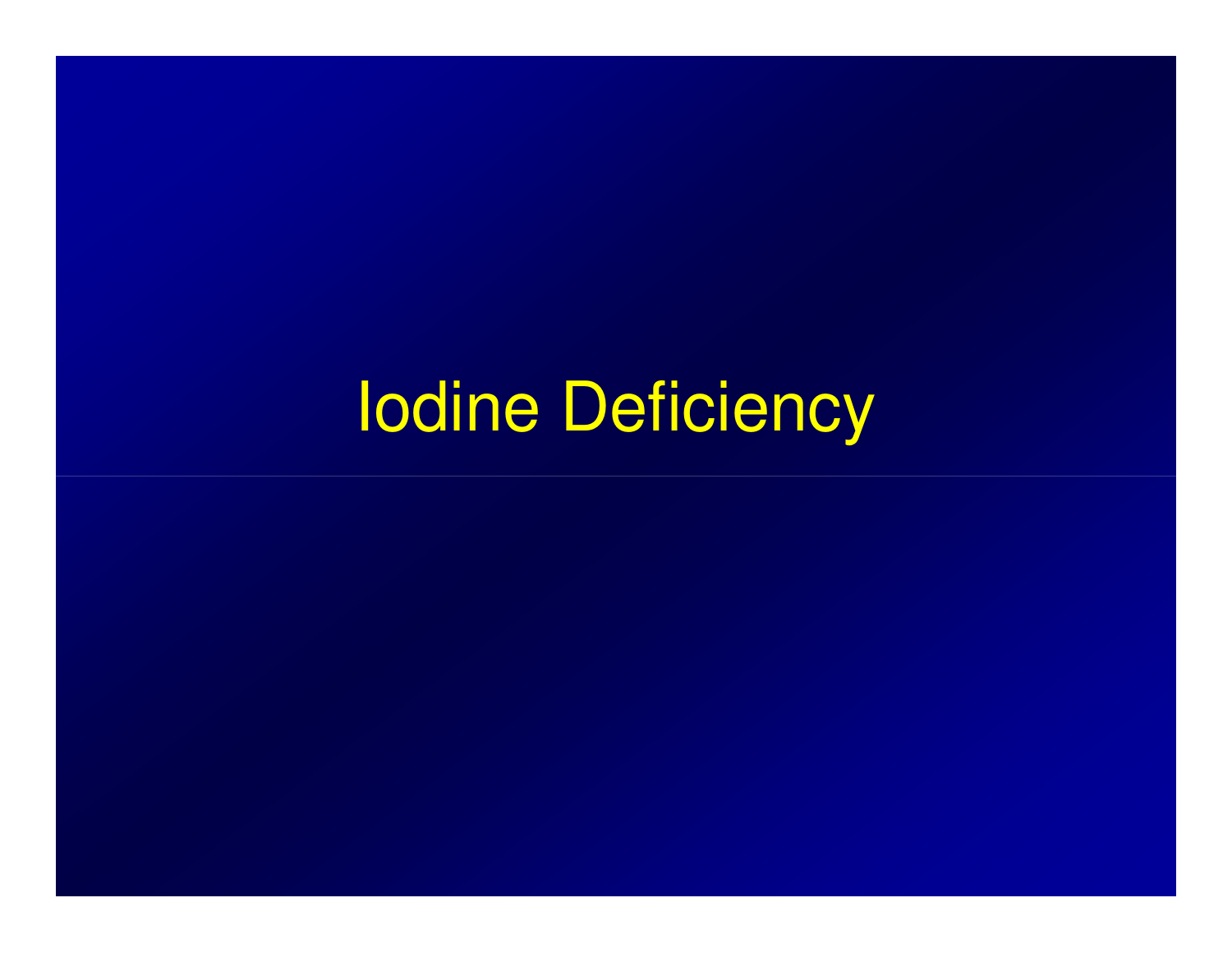# Iodine Deficiency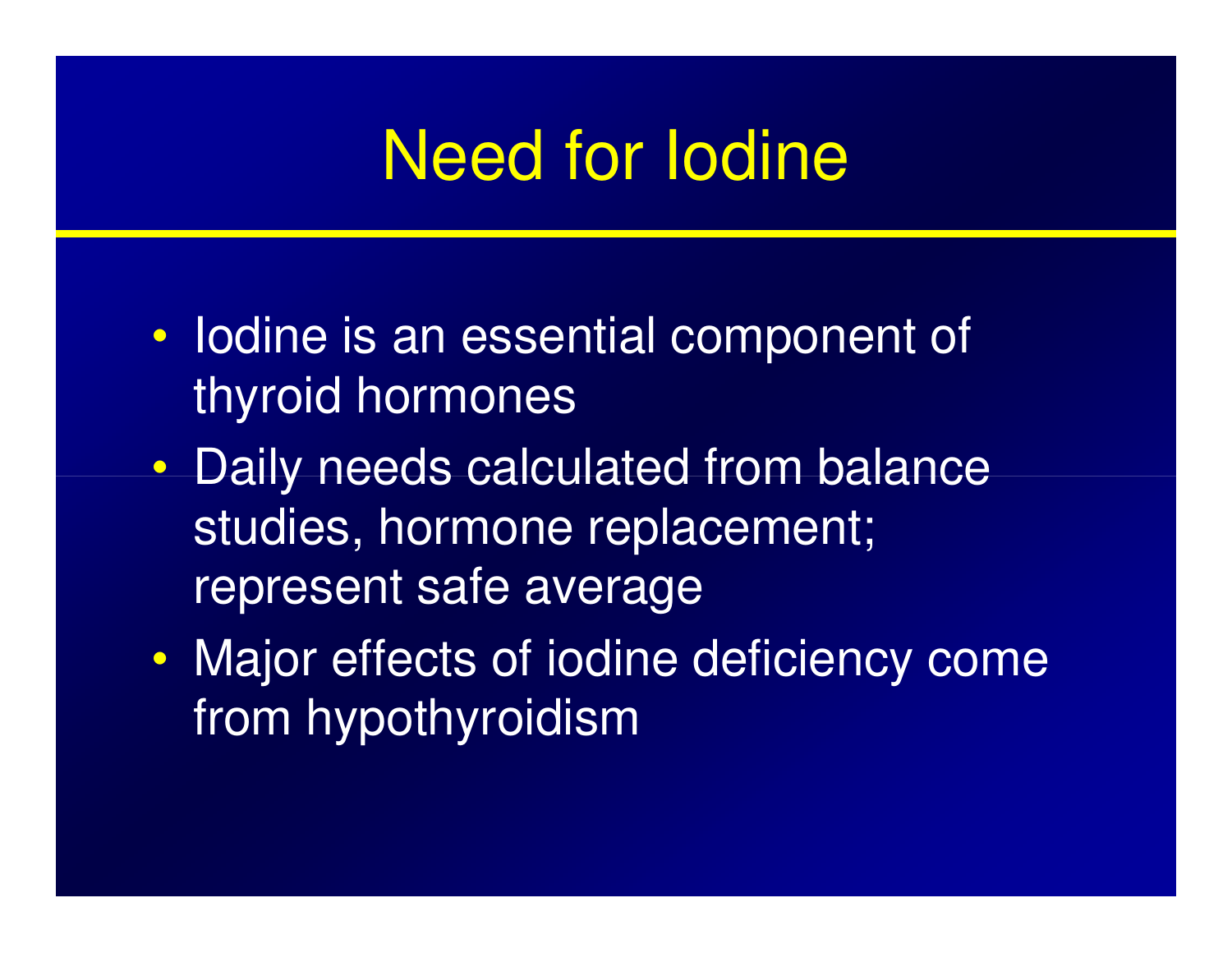# Need for Iodine

- Iodine is an essential component of thyroid hormones
- Daily needs calculated from balance studies, hormone replacement; represent safe average
- Major effects of iodine deficiency come from hypothyroidism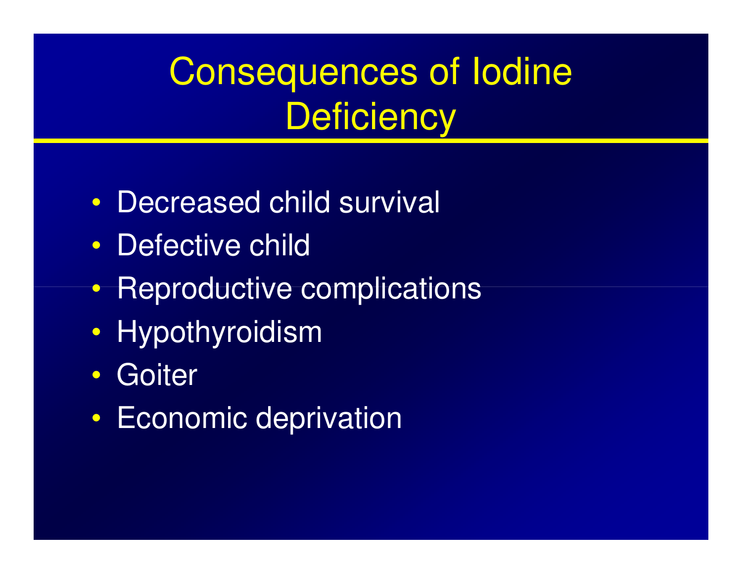# Consequences of Iodine Deficiency

- Decreased child survival
- Defective child
- Reproductive complications
- Hypothyroidism
- Goiter
- Economic deprivation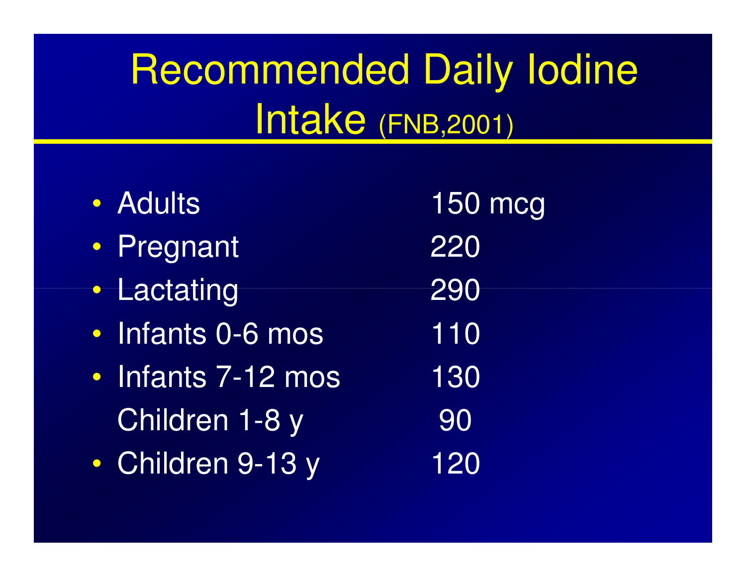# Recommended Daily Iodine Intake (FNB,2001)

- Adults 150 mcg
- Pregnant 220
- Lactating 290
- Infants 0-6 mos 110
- Infants 7-12 mos 130
  Children 1-8 y 90
- Children 9-13 y 120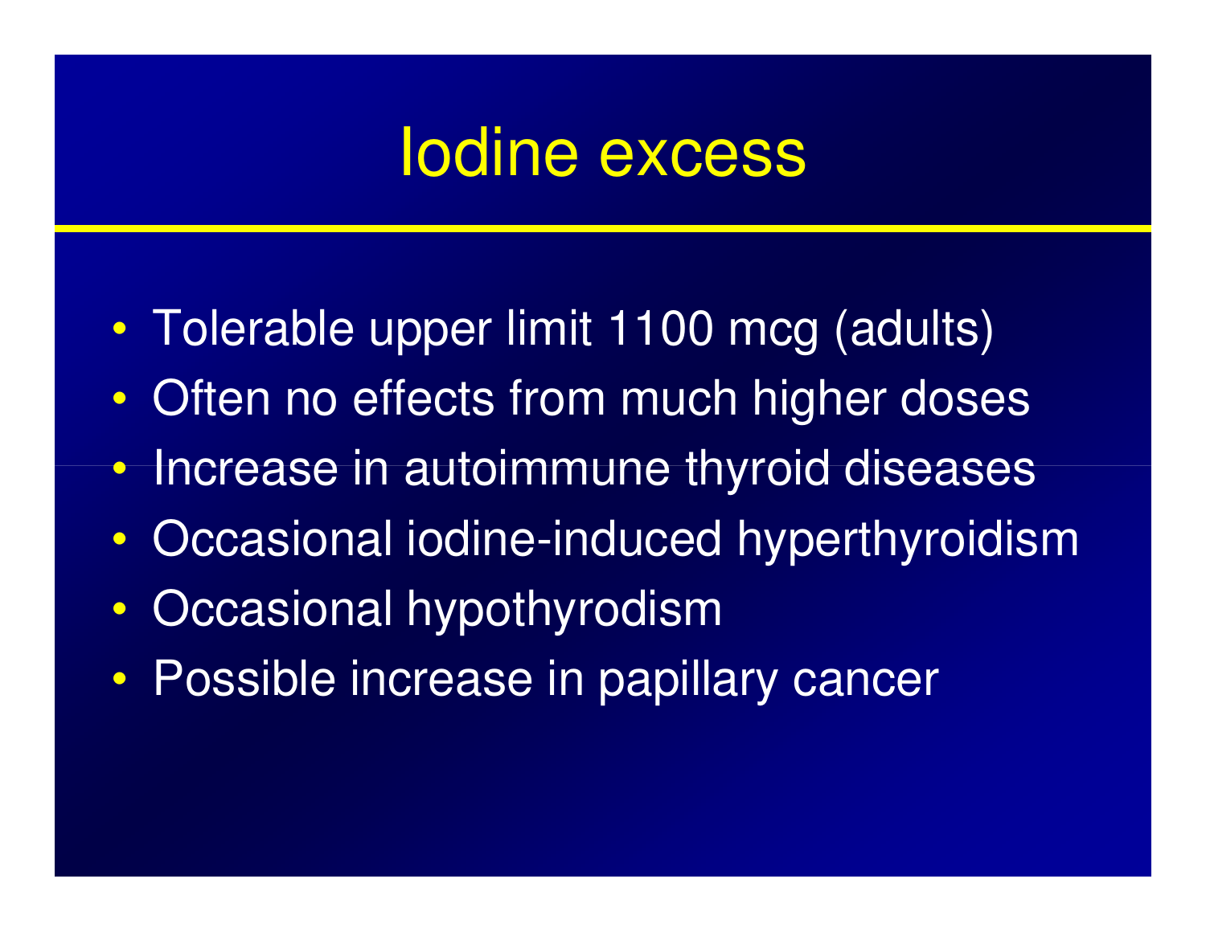# Iodine excess

- Tolerable upper limit 1100 mcg (adults)
- Often no effects from much higher doses
- Increase in autoimmune thyroid diseases
- Occasional iodine-induced hyperthyroidism
- Occasional hypothyrodism
- Possible increase in papillary cancer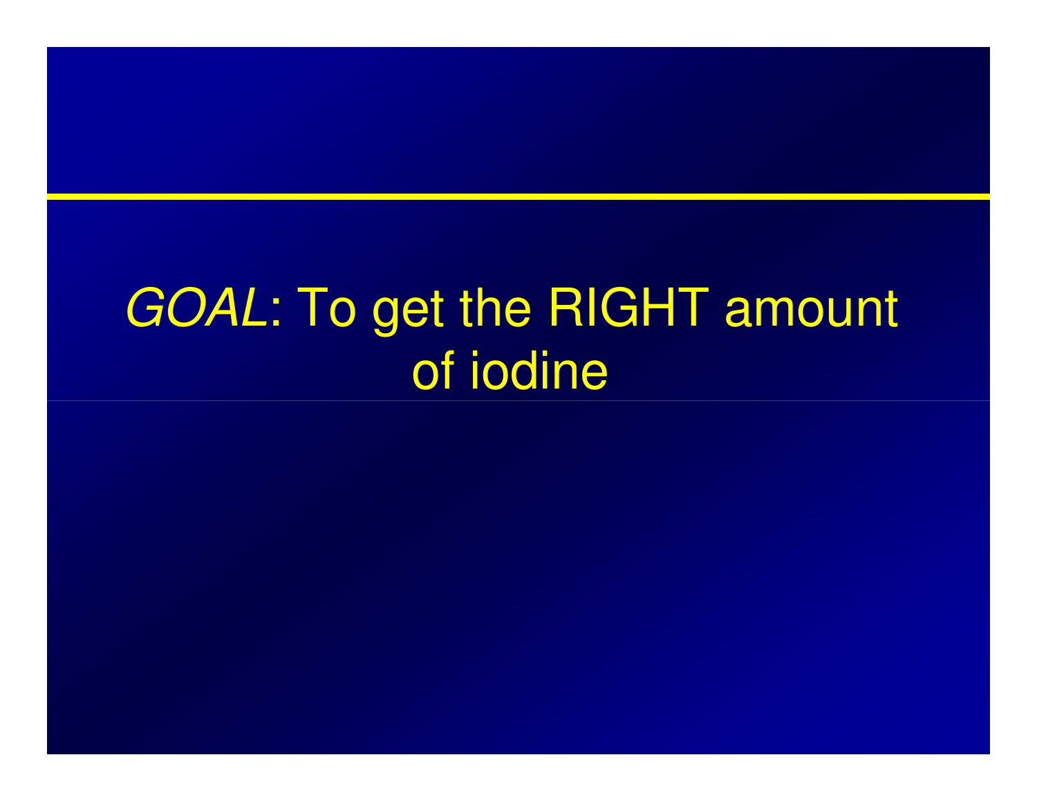# *GOAL*: To get the RIGHT amount of iodine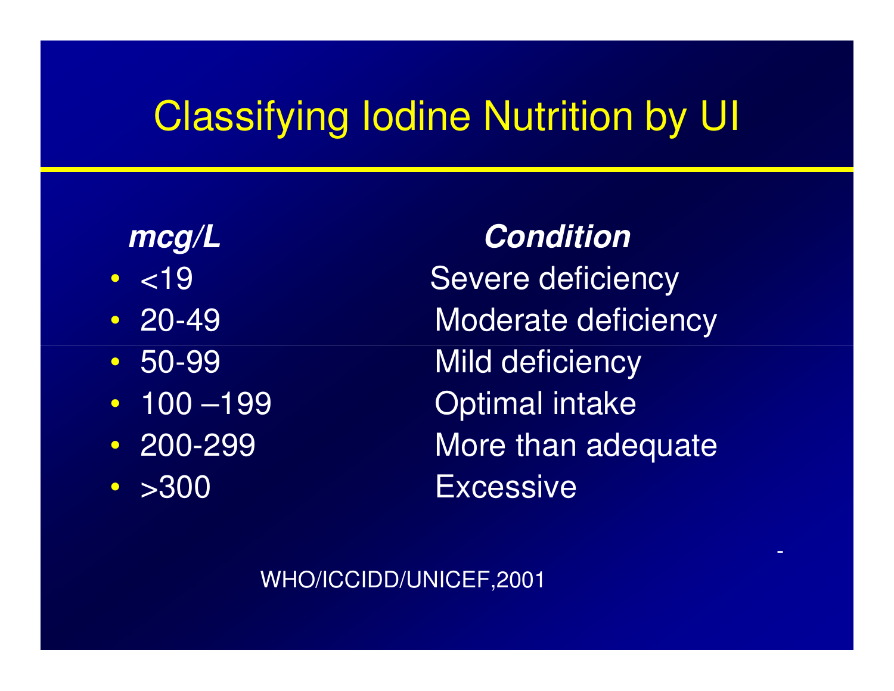# Classifying Iodine Nutrition by UI

| *mcg/L* | *Condition* |
|---|---|
| <19 | Severe deficiency |
| 20-49 | Moderate deficiency |
| 50-99 | Mild deficiency |
| 100 –199 | Optimal intake |
| 200-299 | More than adequate |
| >300 | Excessive |

WHO/ICCIDD/UNICEF,2001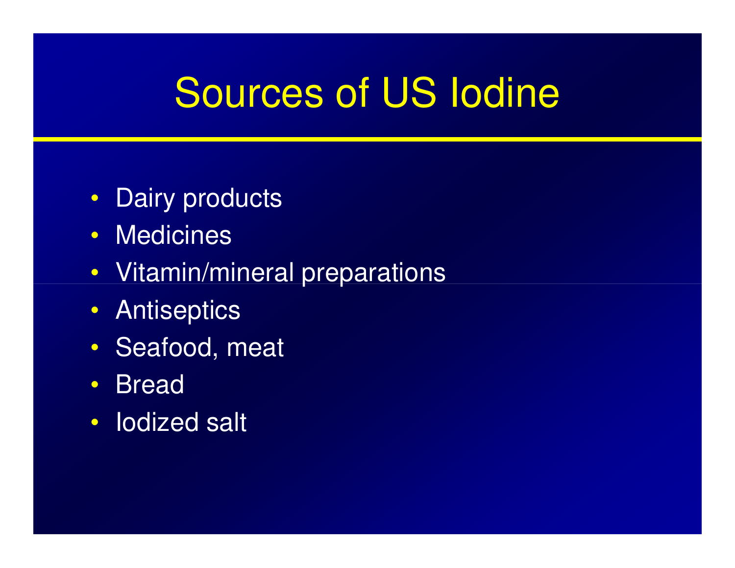# Sources of US Iodine

- Dairy products
- Medicines
- Vitamin/mineral preparations
- Antiseptics
- Seafood, meat
- Bread
- Iodized salt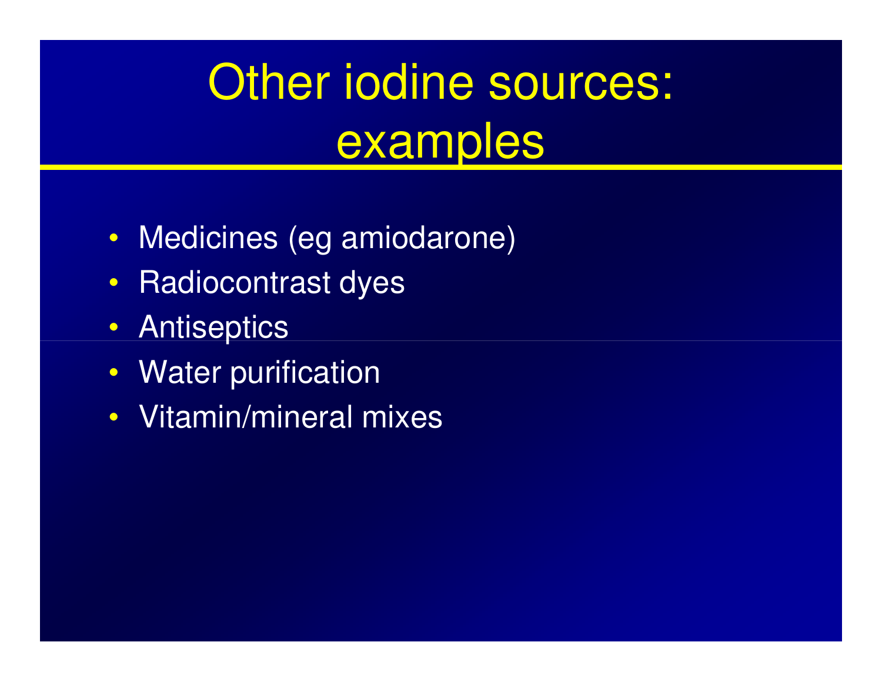# Other iodine sources: examples

- Medicines (eg amiodarone)
- Radiocontrast dyes
- Antiseptics
- Water purification
- Vitamin/mineral mixes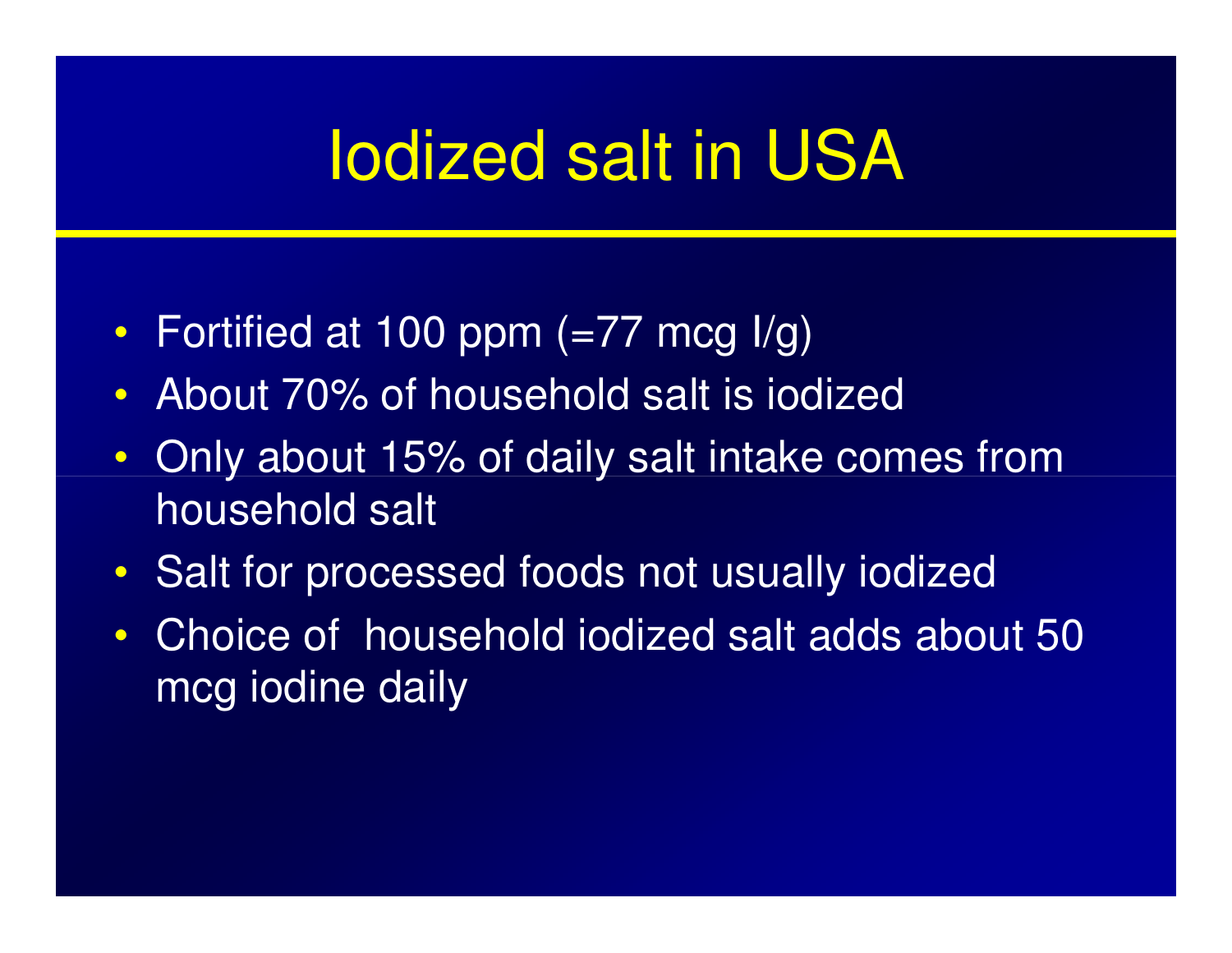# Iodized salt in USA

- Fortified at 100 ppm (=77 mcg I/g)
- About 70% of household salt is iodized
- Only about 15% of daily salt intake comes from household salt
- Salt for processed foods not usually iodized
- Choice of household iodized salt adds about 50 mcg iodine daily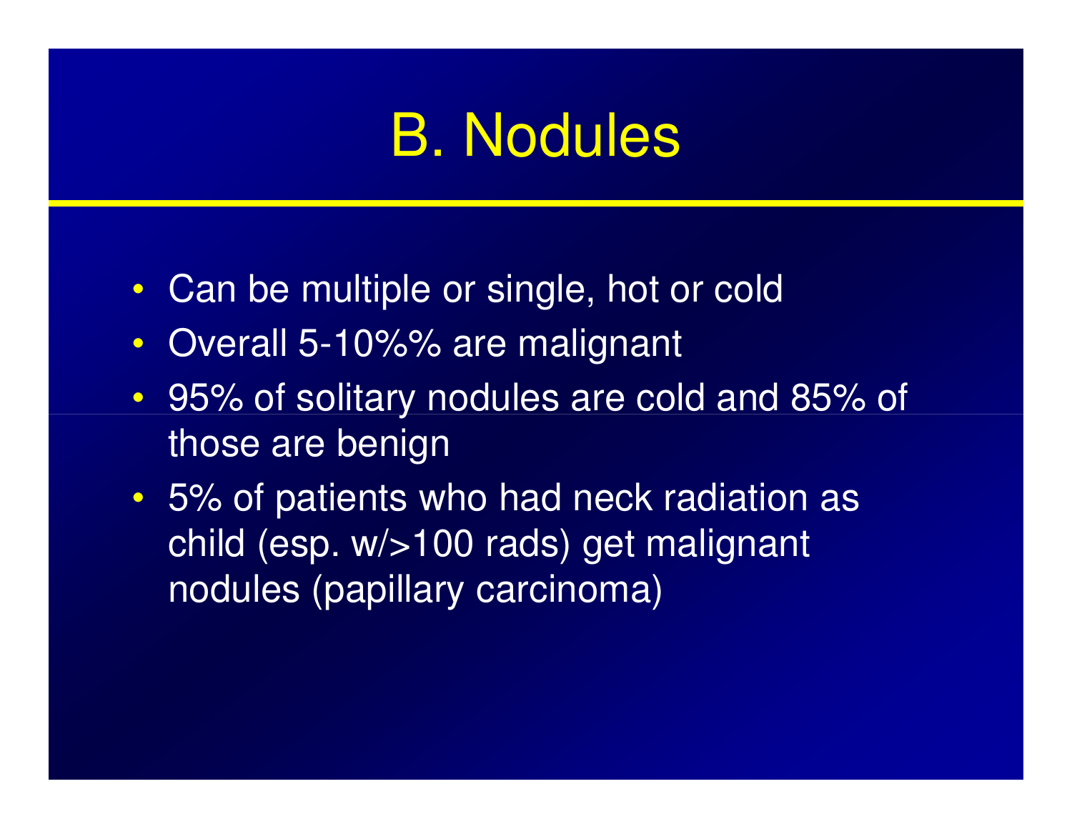# B. Nodules

- Can be multiple or single, hot or cold
- Overall 5-10%% are malignant
- 95% of solitary nodules are cold and 85% of those are benign
- 5% of patients who had neck radiation as child (esp. w/>100 rads) get malignant nodules (papillary carcinoma)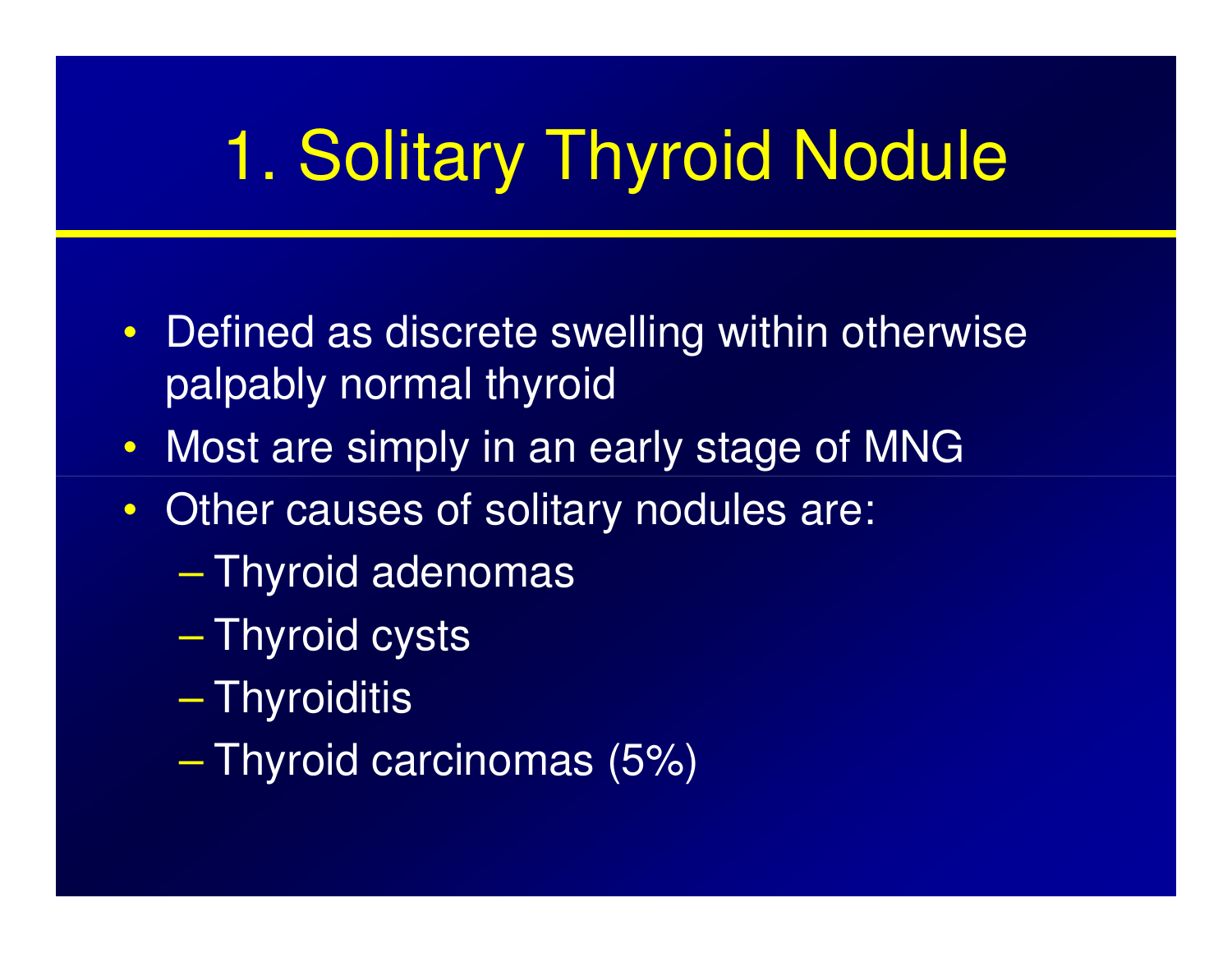# 1. Solitary Thyroid Nodule

- Defined as discrete swelling within otherwise palpably normal thyroid
- Most are simply in an early stage of MNG
- Other causes of solitary nodules are:
  - Thyroid adenomas
  - Thyroid cysts
  - Thyroiditis
  - Thyroid carcinomas (5%)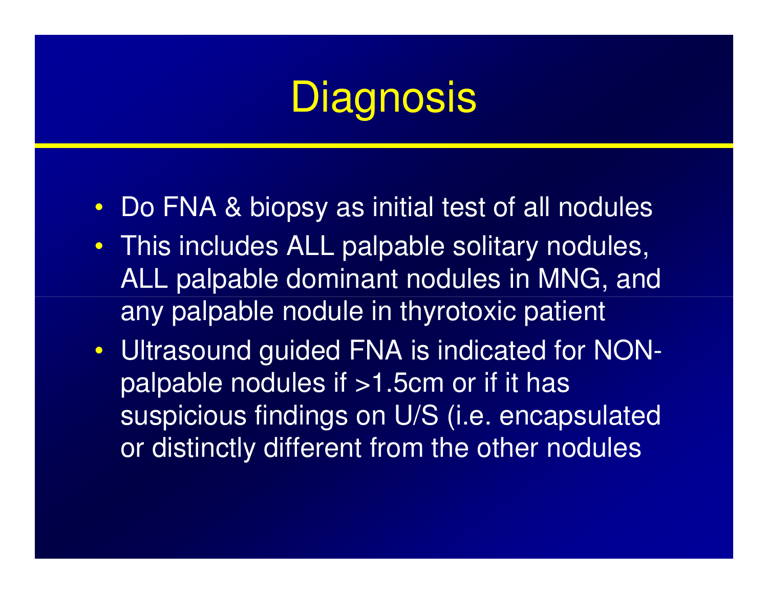# Diagnosis

- Do FNA & biopsy as initial test of all nodules
- This includes ALL palpable solitary nodules, ALL palpable dominant nodules in MNG, and any palpable nodule in thyrotoxic patient
- Ultrasound guided FNA is indicated for NON-palpable nodules if >1.5cm or if it has suspicious findings on U/S (i.e. encapsulated or distinctly different from the other nodules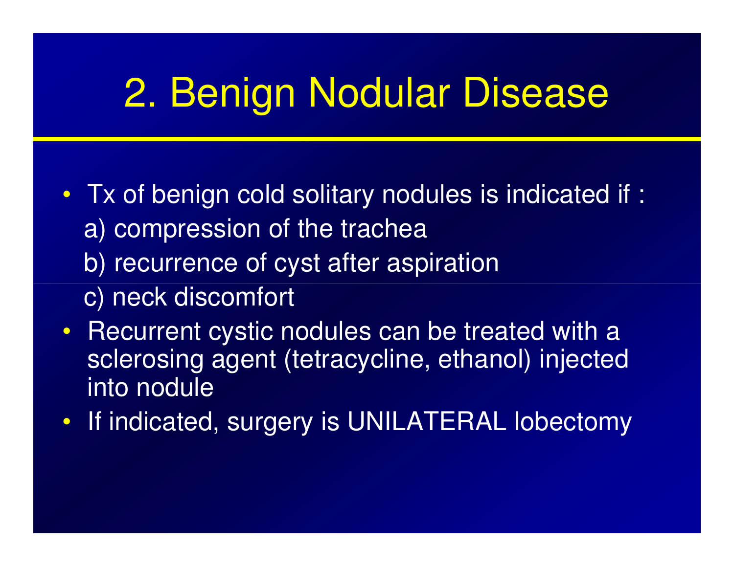# 2. Benign Nodular Disease

- Tx of benign cold solitary nodules is indicated if :

  a) compression of the trachea

  b) recurrence of cyst after aspiration

  c) neck discomfort

- Recurrent cystic nodules can be treated with a sclerosing agent (tetracycline, ethanol) injected into nodule
- If indicated, surgery is UNILATERAL lobectomy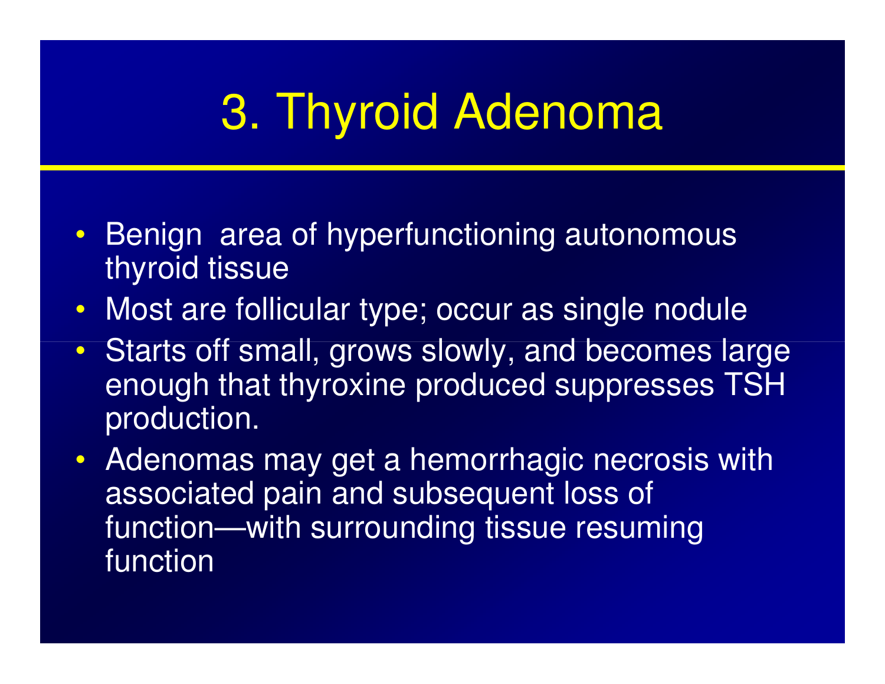# 3. Thyroid Adenoma

- Benign area of hyperfunctioning autonomous thyroid tissue
- Most are follicular type; occur as single nodule
- Starts off small, grows slowly, and becomes large enough that thyroxine produced suppresses TSH production.
- Adenomas may get a hemorrhagic necrosis with associated pain and subsequent loss of function—with surrounding tissue resuming function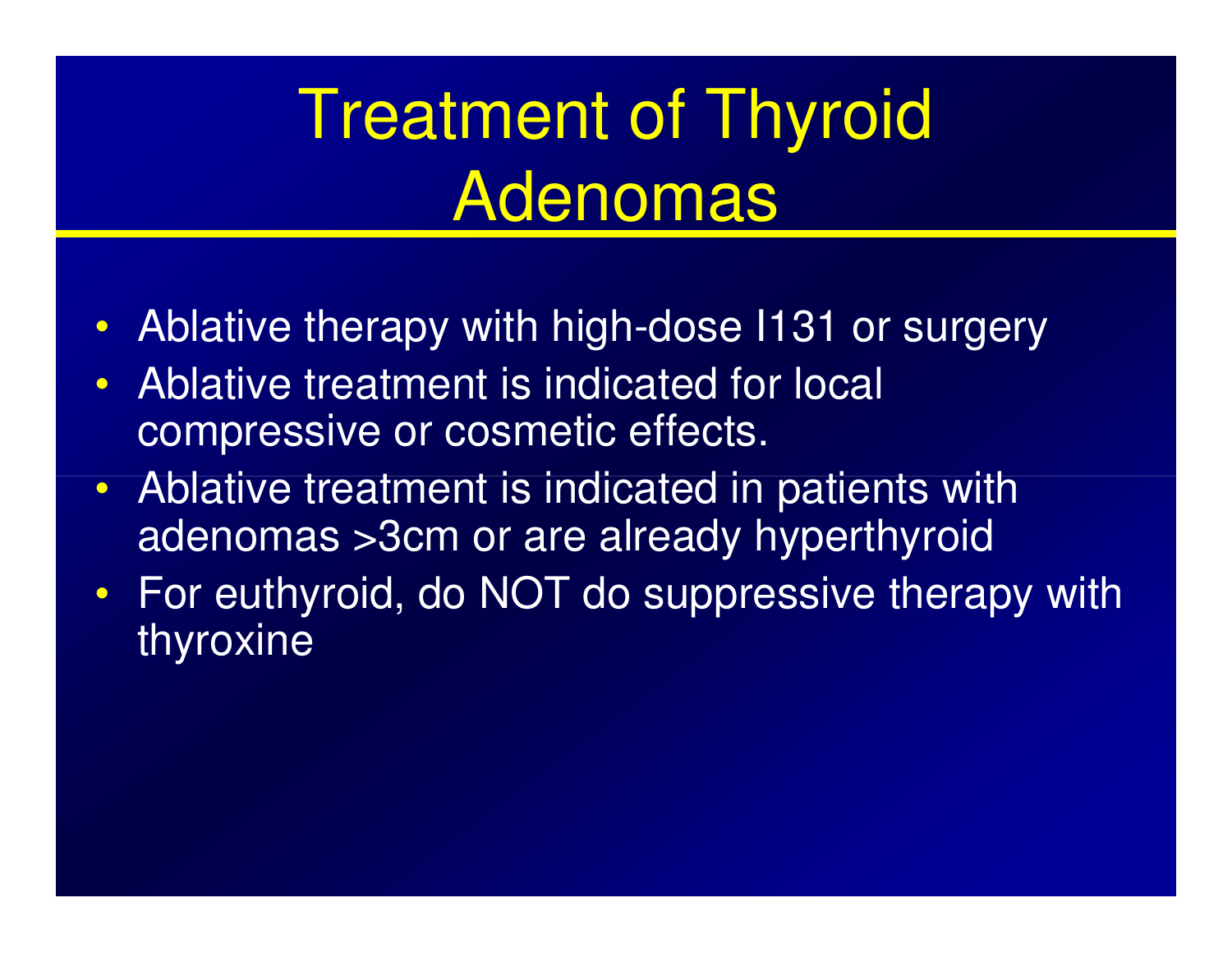# Treatment of Thyroid Adenomas

- Ablative therapy with high-dose I131 or surgery
- Ablative treatment is indicated for local compressive or cosmetic effects.
- Ablative treatment is indicated in patients with adenomas >3cm or are already hyperthyroid
- For euthyroid, do NOT do suppressive therapy with thyroxine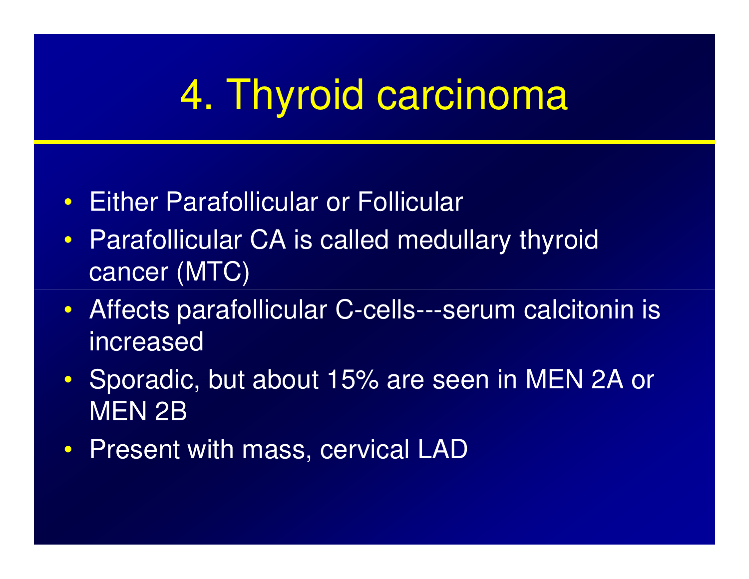# 4. Thyroid carcinoma

- Either Parafollicular or Follicular
- Parafollicular CA is called medullary thyroid cancer (MTC)
- Affects parafollicular C-cells---serum calcitonin is increased
- Sporadic, but about 15% are seen in MEN 2A or MEN 2B
- Present with mass, cervical LAD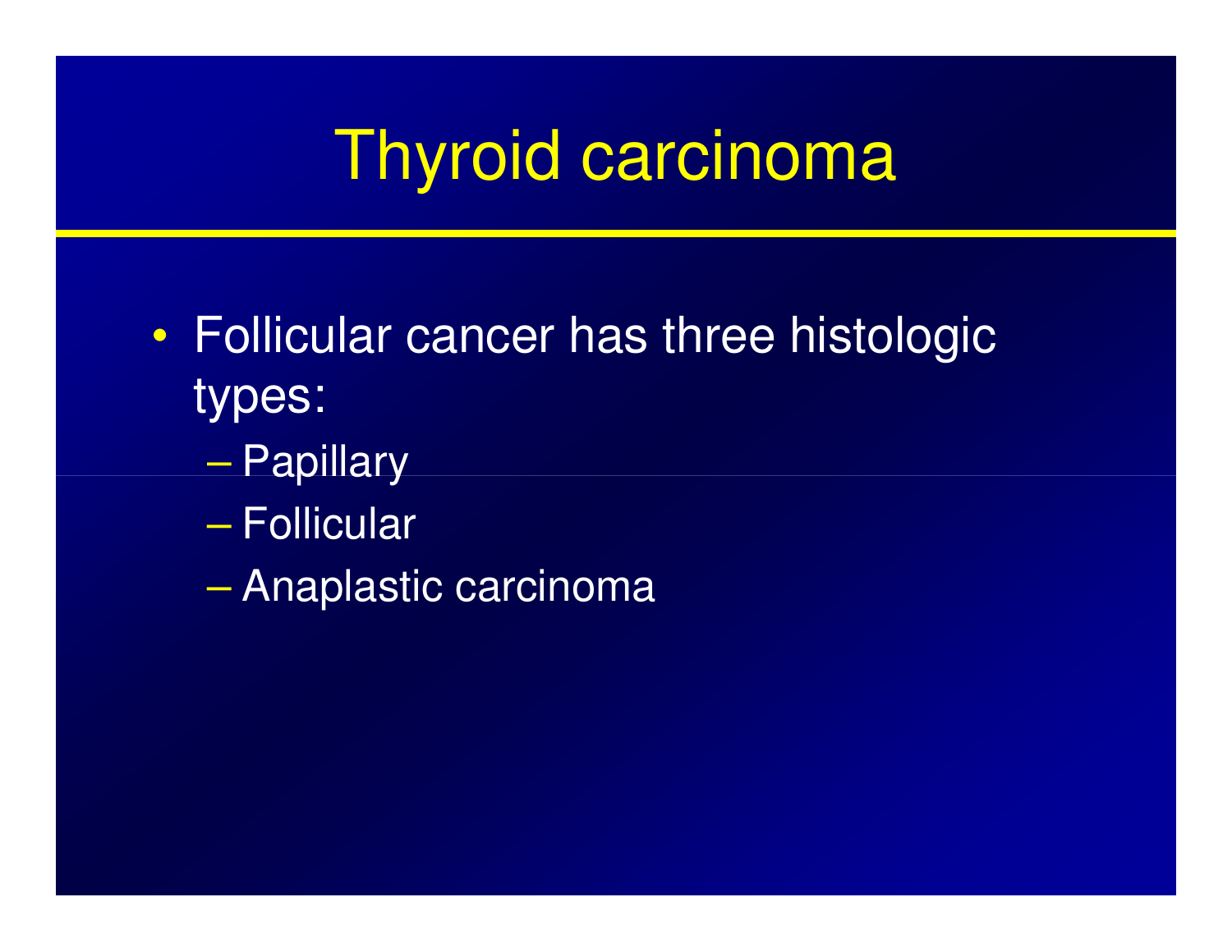# Thyroid carcinoma

- Follicular cancer has three histologic types:
  - Papillary
  - Follicular
  - Anaplastic carcinoma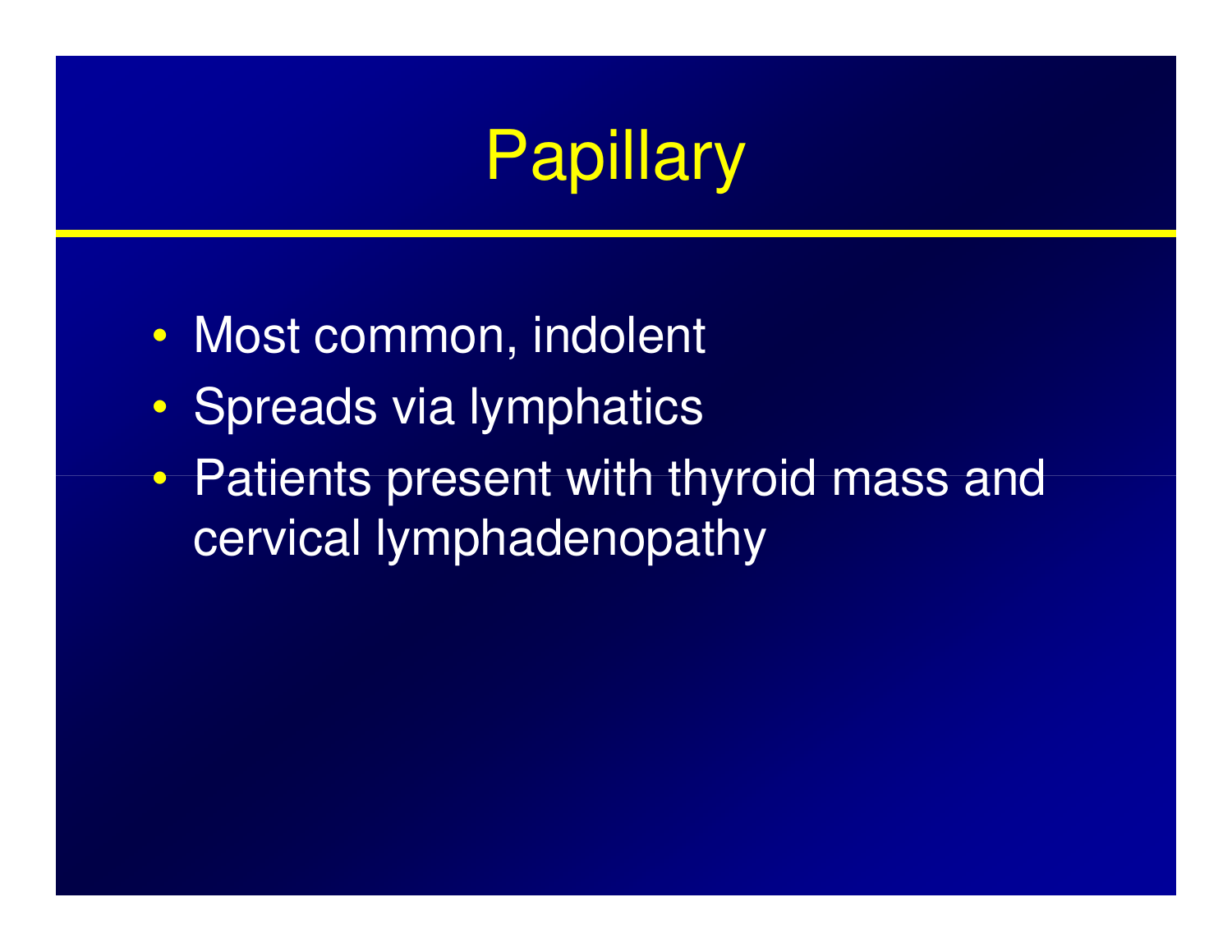# Papillary

- Most common, indolent
- Spreads via lymphatics
- Patients present with thyroid mass and cervical lymphadenopathy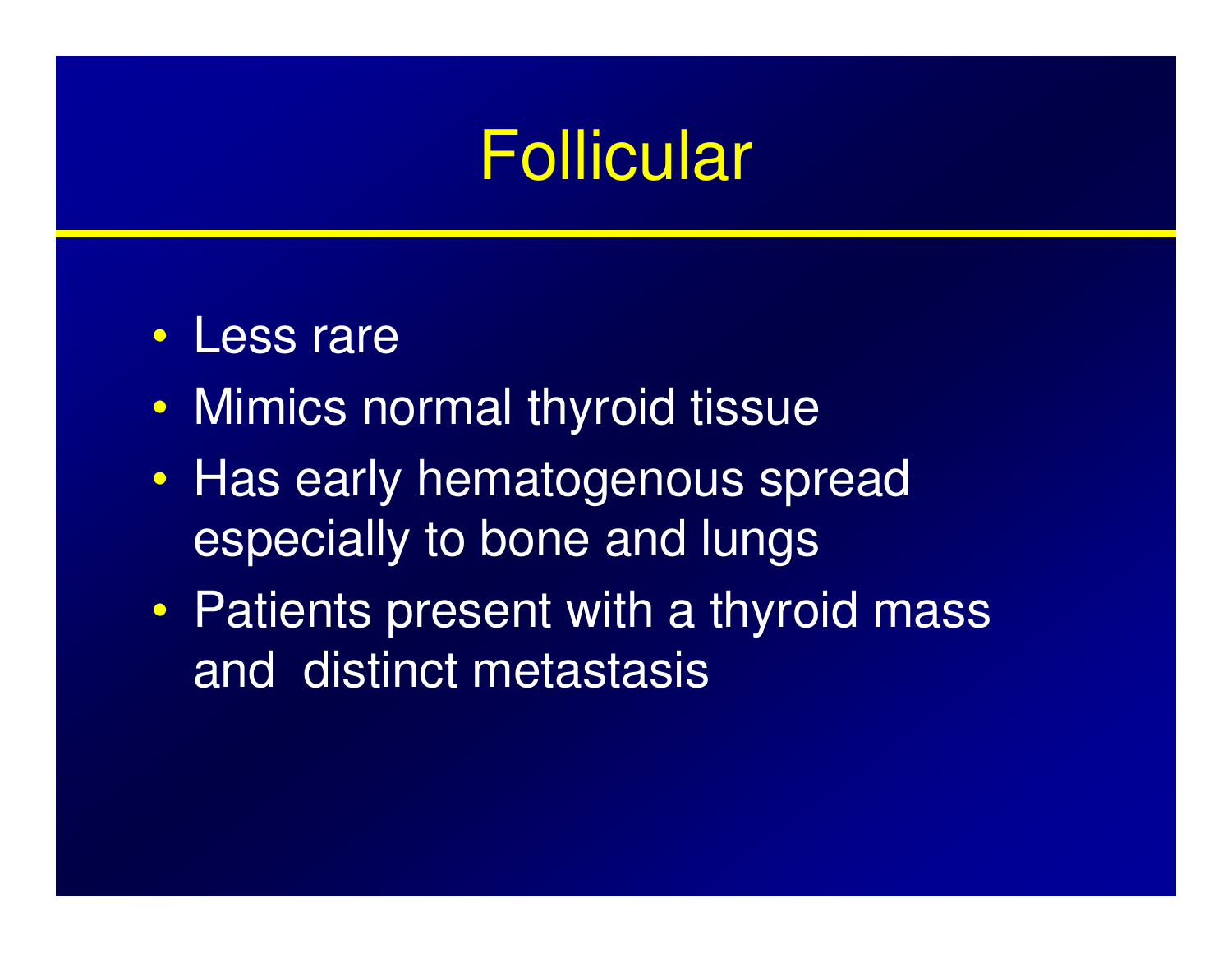# Follicular

- Less rare
- Mimics normal thyroid tissue
- Has early hematogenous spread especially to bone and lungs
- Patients present with a thyroid mass and  distinct metastasis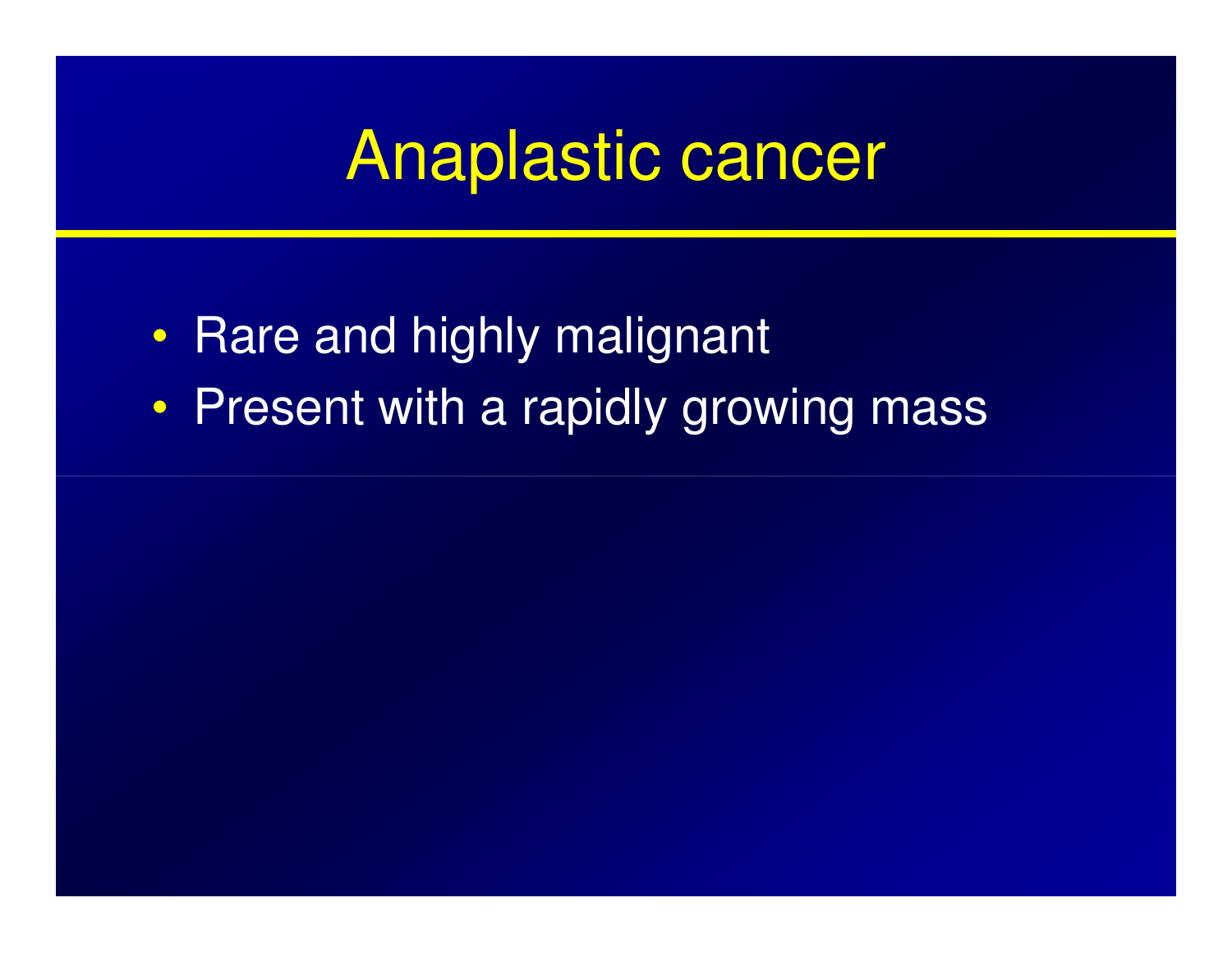# Anaplastic cancer

- Rare and highly malignant
- Present with a rapidly growing mass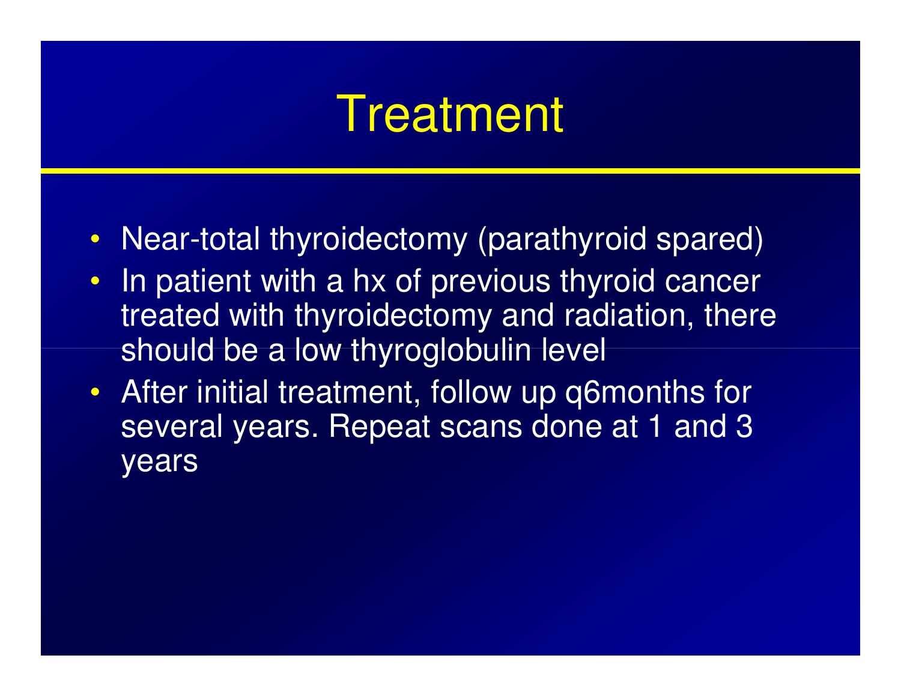# Treatment

- Near-total thyroidectomy (parathyroid spared)
- In patient with a hx of previous thyroid cancer treated with thyroidectomy and radiation, there should be a low thyroglobulin level
- After initial treatment, follow up q6months for several years. Repeat scans done at 1 and 3 years